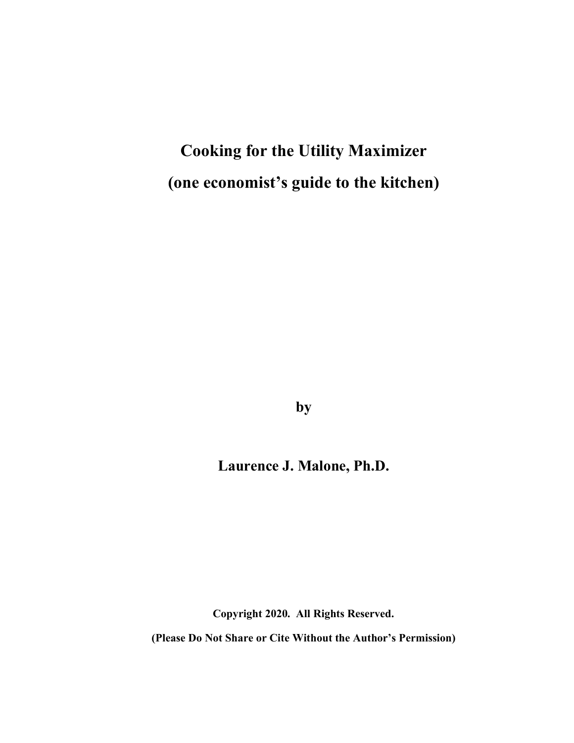# Cooking for the Utility Maximizer

# (one economist's guide to the kitchen)

**by**

**Laurence J. Malone, Ph.D.**

**Copyright 2020. All Rights Reserved.**

**(Please Do Not Share or Cite Without the Author's Permission)**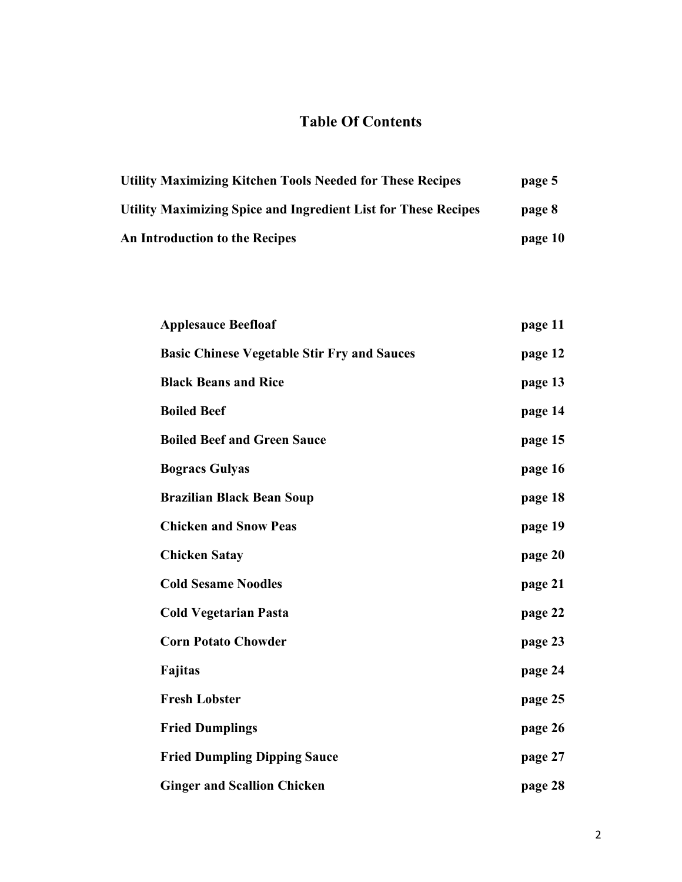# Table Of Contents

| | |
|---|---|
| **Utility Maximizing Kitchen Tools Needed for These Recipes** | **page 5** |
| **Utility Maximizing Spice and Ingredient List for These Recipes** | **page 8** |
| **An Introduction to the Recipes** | **page 10** |

| | |
|---|---|
| **Applesauce Beefloaf** | **page 11** |
| **Basic Chinese Vegetable Stir Fry and Sauces** | **page 12** |
| **Black Beans and Rice** | **page 13** |
| **Boiled Beef** | **page 14** |
| **Boiled Beef and Green Sauce** | **page 15** |
| **Bogracs Gulyas** | **page 16** |
| **Brazilian Black Bean Soup** | **page 18** |
| **Chicken and Snow Peas** | **page 19** |
| **Chicken Satay** | **page 20** |
| **Cold Sesame Noodles** | **page 21** |
| **Cold Vegetarian Pasta** | **page 22** |
| **Corn Potato Chowder** | **page 23** |
| **Fajitas** | **page 24** |
| **Fresh Lobster** | **page 25** |
| **Fried Dumplings** | **page 26** |
| **Fried Dumpling Dipping Sauce** | **page 27** |
| **Ginger and Scallion Chicken** | **page 28** |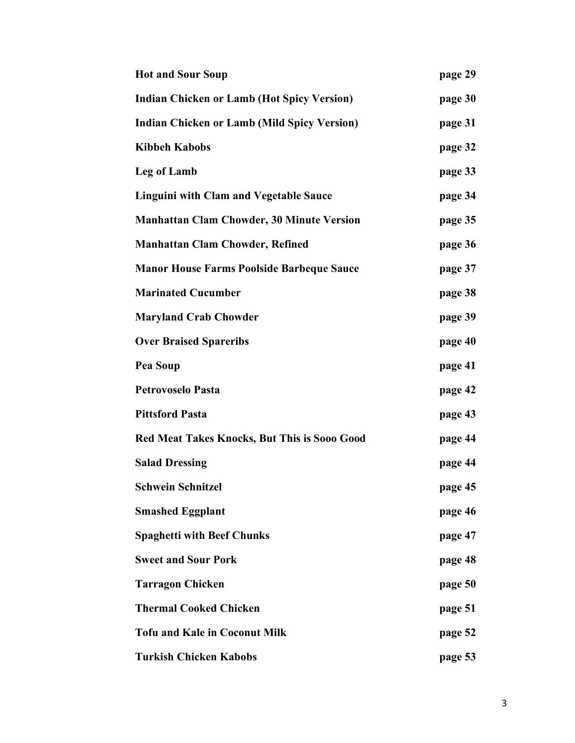| | |
|---|---|
| **Hot and Sour Soup** | **page 29** |
| **Indian Chicken or Lamb (Hot Spicy Version)** | **page 30** |
| **Indian Chicken or Lamb (Mild Spicy Version)** | **page 31** |
| **Kibbeh Kabobs** | **page 32** |
| **Leg of Lamb** | **page 33** |
| **Linguini with Clam and Vegetable Sauce** | **page 34** |
| **Manhattan Clam Chowder, 30 Minute Version** | **page 35** |
| **Manhattan Clam Chowder, Refined** | **page 36** |
| **Manor House Farms Poolside Barbeque Sauce** | **page 37** |
| **Marinated Cucumber** | **page 38** |
| **Maryland Crab Chowder** | **page 39** |
| **Over Braised Spareribs** | **page 40** |
| **Pea Soup** | **page 41** |
| **Petrovoselo Pasta** | **page 42** |
| **Pittsford Pasta** | **page 43** |
| **Red Meat Takes Knocks, But This is Sooo Good** | **page 44** |
| **Salad Dressing** | **page 44** |
| **Schwein Schnitzel** | **page 45** |
| **Smashed Eggplant** | **page 46** |
| **Spaghetti with Beef Chunks** | **page 47** |
| **Sweet and Sour Pork** | **page 48** |
| **Tarragon Chicken** | **page 50** |
| **Thermal Cooked Chicken** | **page 51** |
| **Tofu and Kale in Coconut Milk** | **page 52** |
| **Turkish Chicken Kabobs** | **page 53** |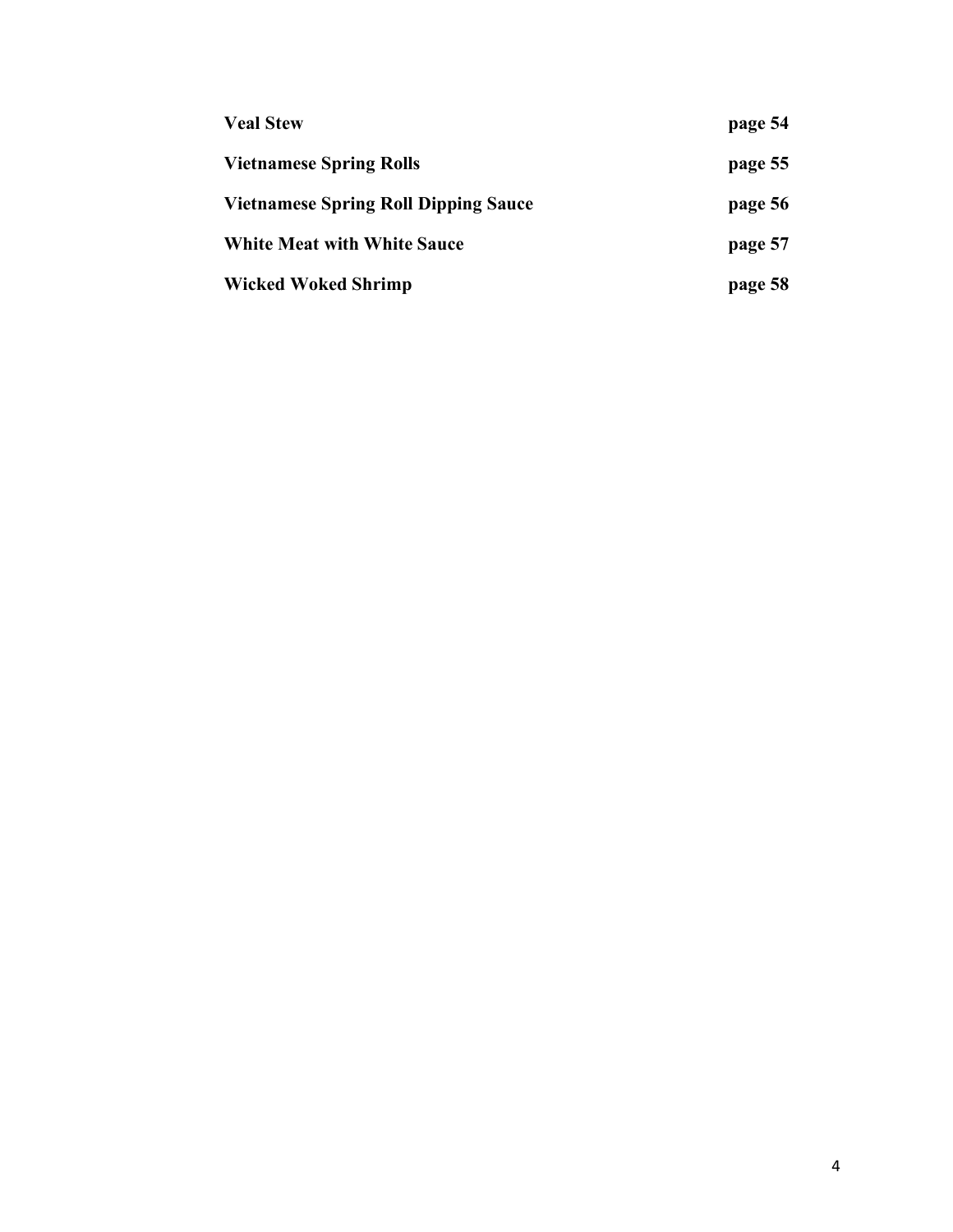| | |
|---|---|
| **Veal Stew** | **page 54** |
| **Vietnamese Spring Rolls** | **page 55** |
| **Vietnamese Spring Roll Dipping Sauce** | **page 56** |
| **White Meat with White Sauce** | **page 57** |
| **Wicked Woked Shrimp** | **page 58** |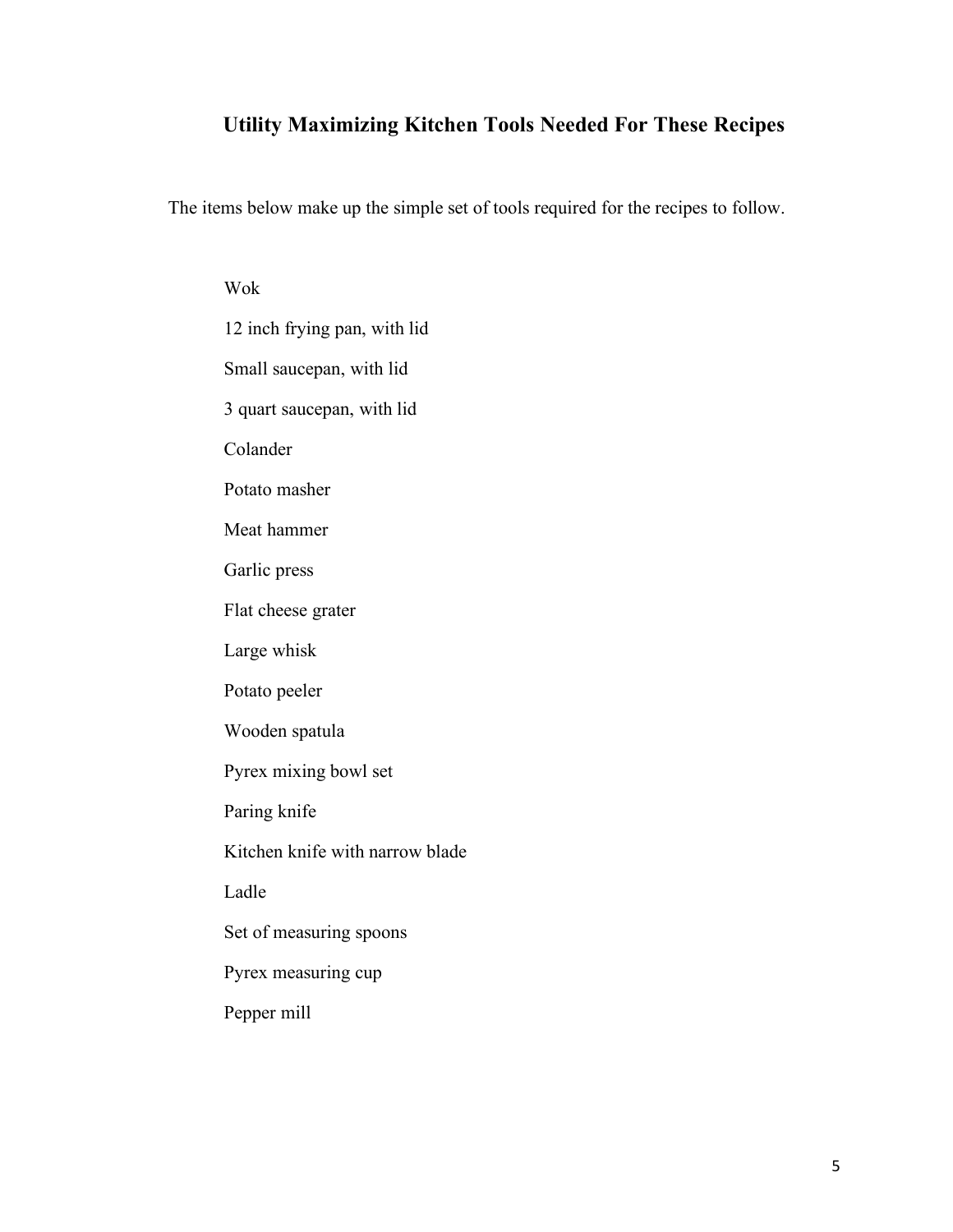## Utility Maximizing Kitchen Tools Needed For These Recipes

The items below make up the simple set of tools required for the recipes to follow.

- Wok
- 12 inch frying pan, with lid
- Small saucepan, with lid
- 3 quart saucepan, with lid
- Colander
- Potato masher
- Meat hammer
- Garlic press
- Flat cheese grater
- Large whisk
- Potato peeler
- Wooden spatula
- Pyrex mixing bowl set
- Paring knife
- Kitchen knife with narrow blade
- Ladle
- Set of measuring spoons
- Pyrex measuring cup
- Pepper mill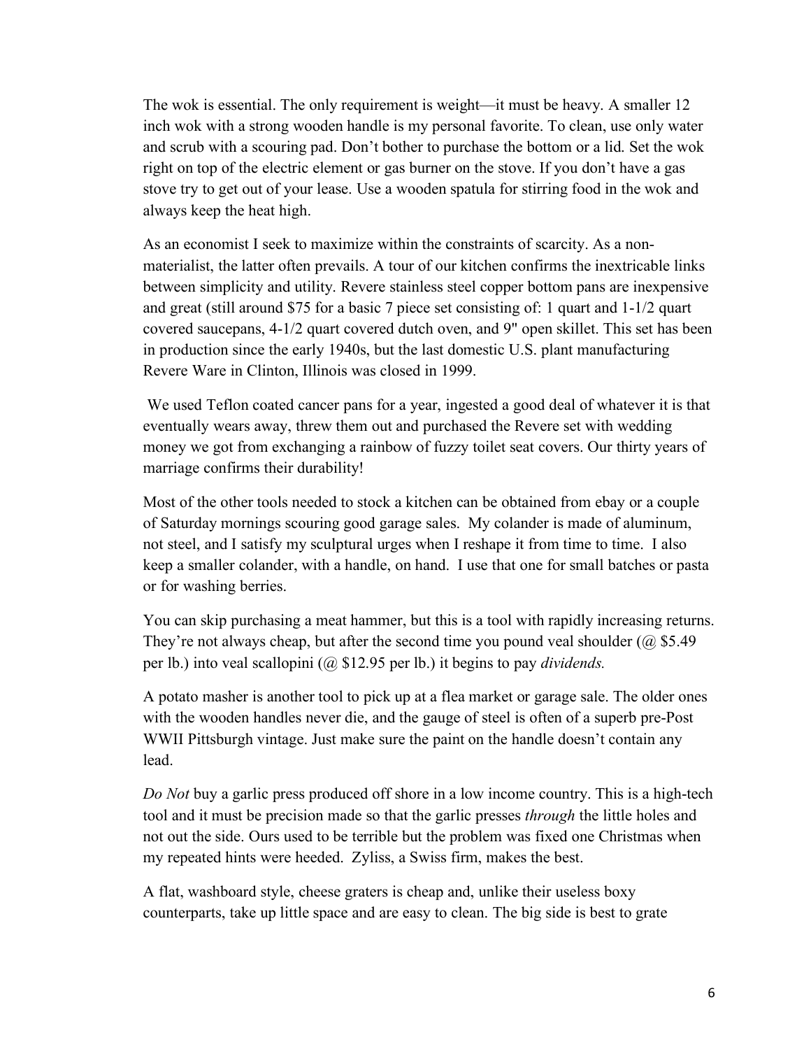The wok is essential. The only requirement is weight—it must be heavy. A smaller 12 inch wok with a strong wooden handle is my personal favorite. To clean, use only water and scrub with a scouring pad. Don't bother to purchase the bottom or a lid. Set the wok right on top of the electric element or gas burner on the stove. If you don't have a gas stove try to get out of your lease. Use a wooden spatula for stirring food in the wok and always keep the heat high.

As an economist I seek to maximize within the constraints of scarcity. As a non-materialist, the latter often prevails. A tour of our kitchen confirms the inextricable links between simplicity and utility. Revere stainless steel copper bottom pans are inexpensive and great (still around $75 for a basic 7 piece set consisting of: 1 quart and 1-1/2 quart covered saucepans, 4-1/2 quart covered dutch oven, and 9" open skillet. This set has been in production since the early 1940s, but the last domestic U.S. plant manufacturing Revere Ware in Clinton, Illinois was closed in 1999.

We used Teflon coated cancer pans for a year, ingested a good deal of whatever it is that eventually wears away, threw them out and purchased the Revere set with wedding money we got from exchanging a rainbow of fuzzy toilet seat covers. Our thirty years of marriage confirms their durability!

Most of the other tools needed to stock a kitchen can be obtained from ebay or a couple of Saturday mornings scouring good garage sales. My colander is made of aluminum, not steel, and I satisfy my sculptural urges when I reshape it from time to time. I also keep a smaller colander, with a handle, on hand. I use that one for small batches or pasta or for washing berries.

You can skip purchasing a meat hammer, but this is a tool with rapidly increasing returns. They're not always cheap, but after the second time you pound veal shoulder (@ $5.49 per lb.) into veal scallopini (@ $12.95 per lb.) it begins to pay *dividends.*

A potato masher is another tool to pick up at a flea market or garage sale. The older ones with the wooden handles never die, and the gauge of steel is often of a superb pre-Post WWII Pittsburgh vintage. Just make sure the paint on the handle doesn't contain any lead.

*Do Not* buy a garlic press produced off shore in a low income country. This is a high-tech tool and it must be precision made so that the garlic presses *through* the little holes and not out the side. Ours used to be terrible but the problem was fixed one Christmas when my repeated hints were heeded. Zyliss, a Swiss firm, makes the best.

A flat, washboard style, cheese graters is cheap and, unlike their useless boxy counterparts, take up little space and are easy to clean. The big side is best to grate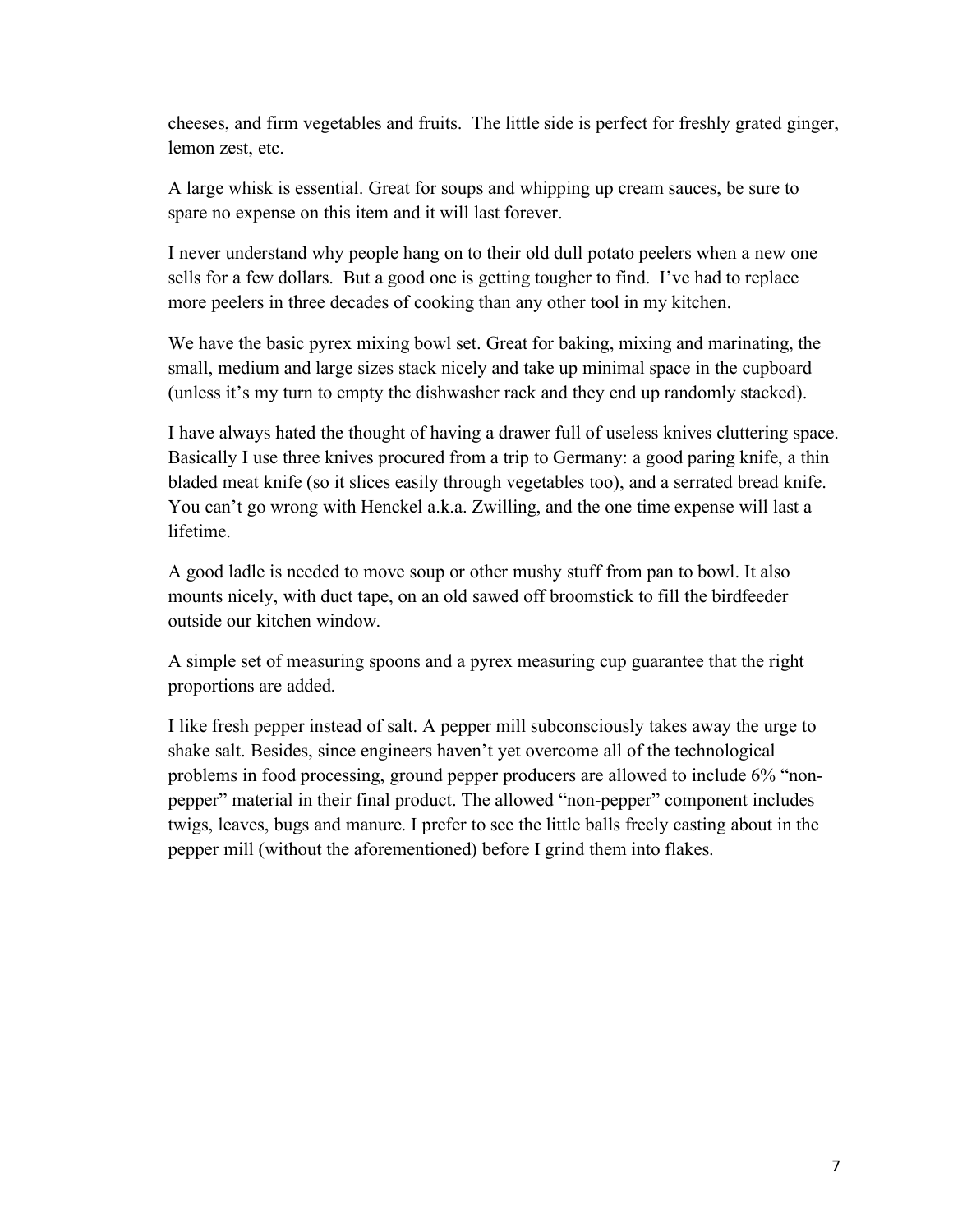cheeses, and firm vegetables and fruits.  The little side is perfect for freshly grated ginger, lemon zest, etc.

A large whisk is essential. Great for soups and whipping up cream sauces, be sure to spare no expense on this item and it will last forever.

I never understand why people hang on to their old dull potato peelers when a new one sells for a few dollars.  But a good one is getting tougher to find.  I've had to replace more peelers in three decades of cooking than any other tool in my kitchen.

We have the basic pyrex mixing bowl set. Great for baking, mixing and marinating, the small, medium and large sizes stack nicely and take up minimal space in the cupboard (unless it's my turn to empty the dishwasher rack and they end up randomly stacked).

I have always hated the thought of having a drawer full of useless knives cluttering space. Basically I use three knives procured from a trip to Germany: a good paring knife, a thin bladed meat knife (so it slices easily through vegetables too), and a serrated bread knife. You can't go wrong with Henckel a.k.a. Zwilling, and the one time expense will last a lifetime.

A good ladle is needed to move soup or other mushy stuff from pan to bowl. It also mounts nicely, with duct tape, on an old sawed off broomstick to fill the birdfeeder outside our kitchen window.

A simple set of measuring spoons and a pyrex measuring cup guarantee that the right proportions are added.

I like fresh pepper instead of salt. A pepper mill subconsciously takes away the urge to shake salt. Besides, since engineers haven't yet overcome all of the technological problems in food processing, ground pepper producers are allowed to include 6% "non-pepper" material in their final product. The allowed "non-pepper" component includes twigs, leaves, bugs and manure. I prefer to see the little balls freely casting about in the pepper mill (without the aforementioned) before I grind them into flakes.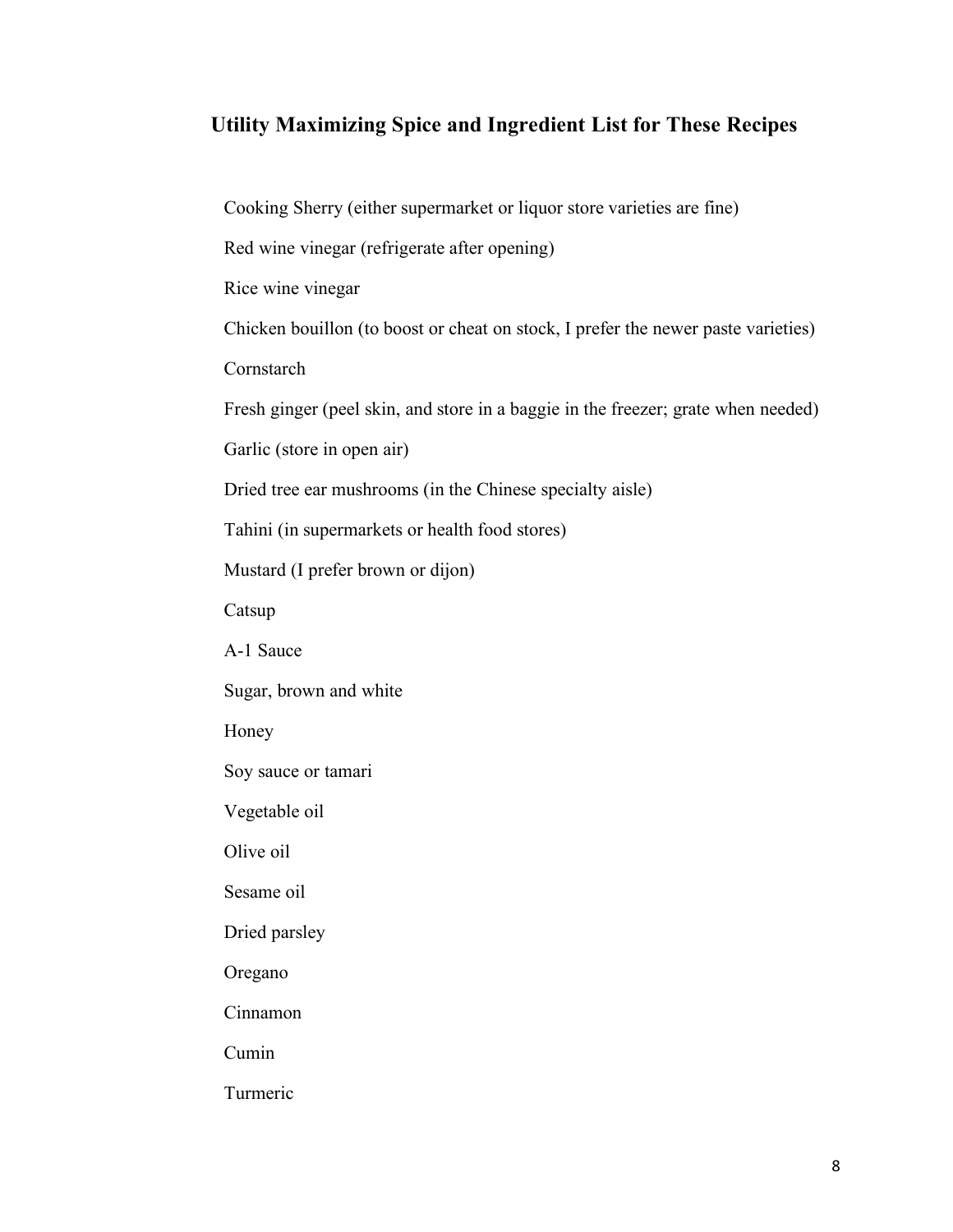## Utility Maximizing Spice and Ingredient List for These Recipes

Cooking Sherry (either supermarket or liquor store varieties are fine)

Red wine vinegar (refrigerate after opening)

Rice wine vinegar

Chicken bouillon (to boost or cheat on stock, I prefer the newer paste varieties)

Cornstarch

Fresh ginger (peel skin, and store in a baggie in the freezer; grate when needed)

Garlic (store in open air)

Dried tree ear mushrooms (in the Chinese specialty aisle)

Tahini (in supermarkets or health food stores)

Mustard (I prefer brown or dijon)

Catsup

A-1 Sauce

Sugar, brown and white

Honey

Soy sauce or tamari

Vegetable oil

Olive oil

Sesame oil

Dried parsley

Oregano

Cinnamon

Cumin

Turmeric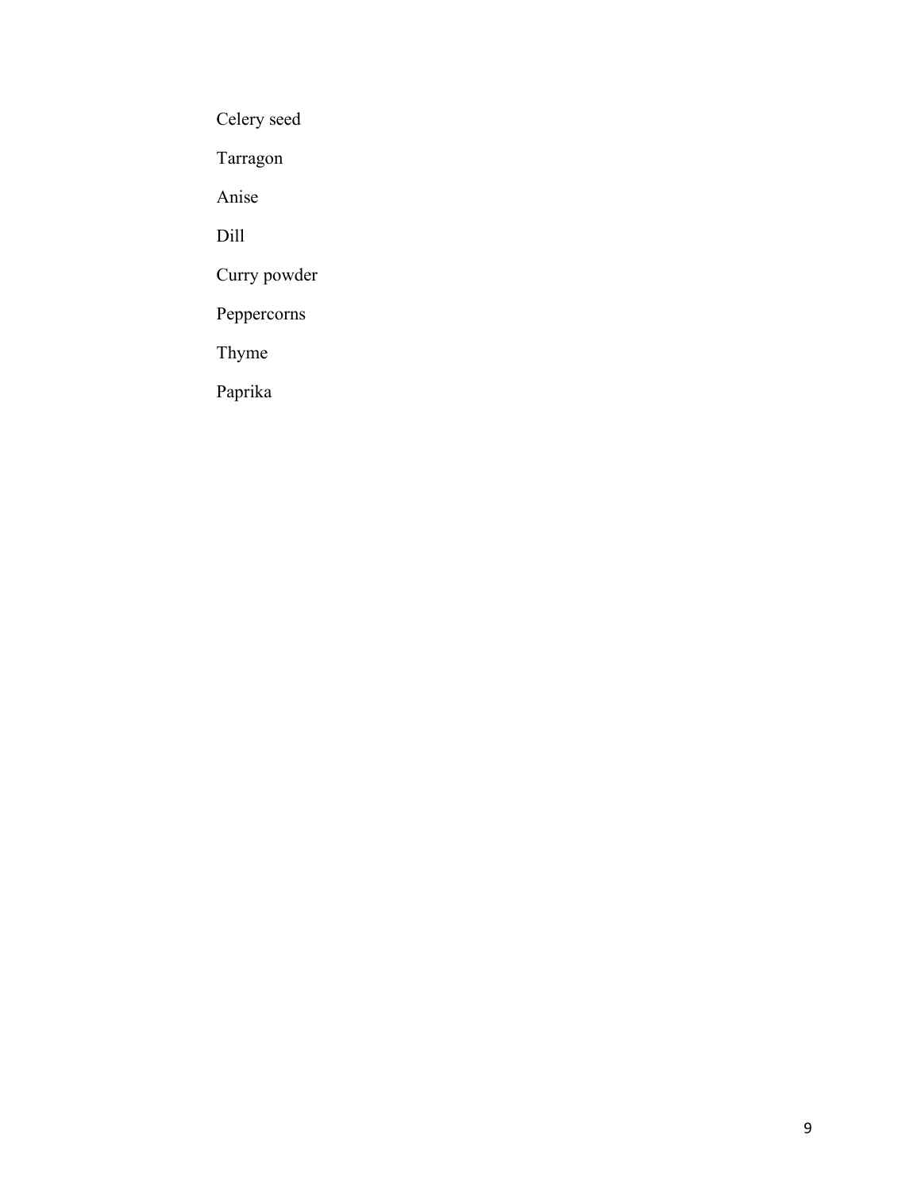Celery seed

Tarragon

Anise

Dill

Curry powder

Peppercorns

Thyme

Paprika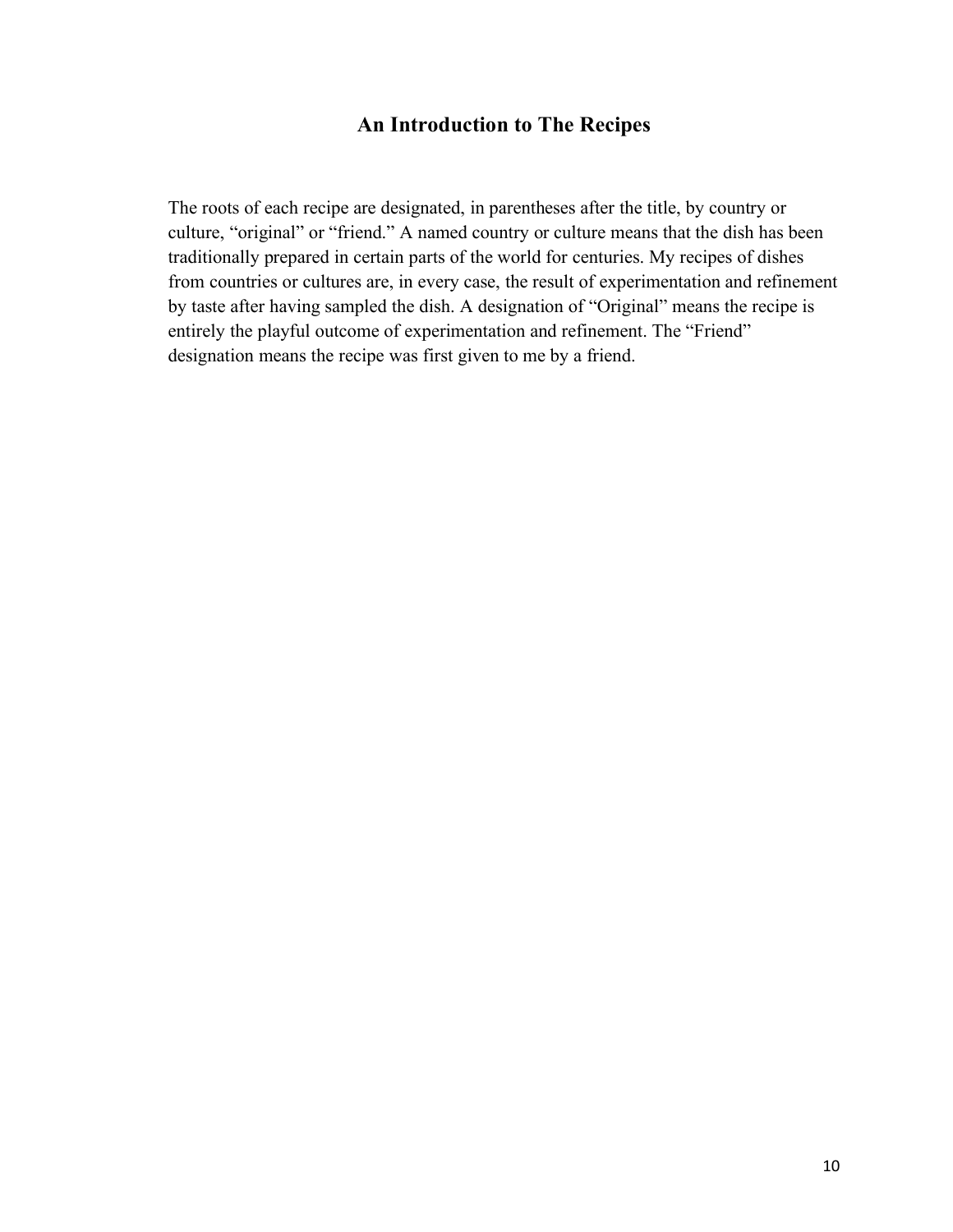## An Introduction to The Recipes

The roots of each recipe are designated, in parentheses after the title, by country or culture, "original" or "friend." A named country or culture means that the dish has been traditionally prepared in certain parts of the world for centuries. My recipes of dishes from countries or cultures are, in every case, the result of experimentation and refinement by taste after having sampled the dish. A designation of "Original" means the recipe is entirely the playful outcome of experimentation and refinement. The "Friend" designation means the recipe was first given to me by a friend.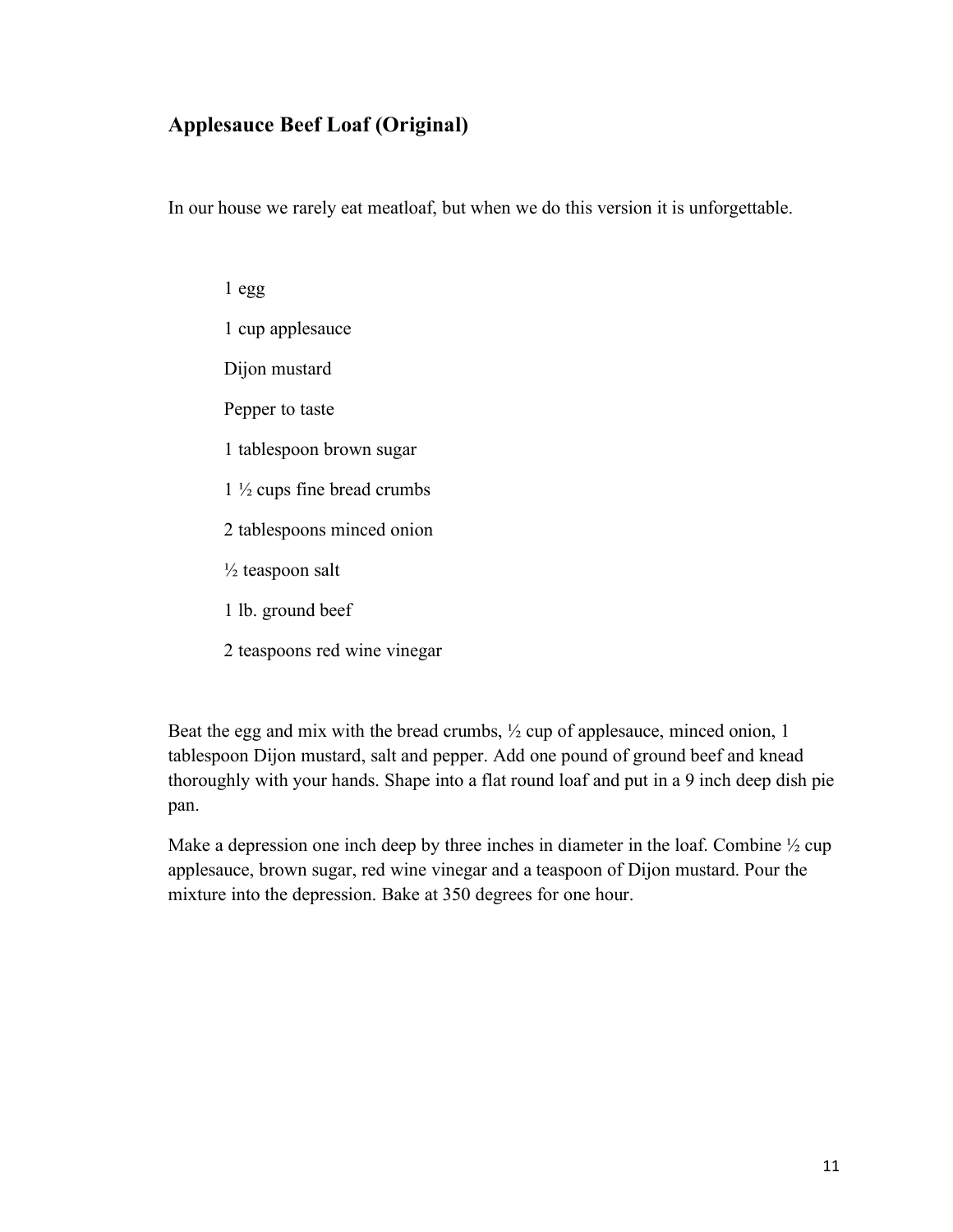## Applesauce Beef Loaf (Original)

In our house we rarely eat meatloaf, but when we do this version it is unforgettable.

- 1 egg
- 1 cup applesauce
- Dijon mustard
- Pepper to taste
- 1 tablespoon brown sugar
- 1 ½ cups fine bread crumbs
- 2 tablespoons minced onion
- ½ teaspoon salt
- 1 lb. ground beef
- 2 teaspoons red wine vinegar

Beat the egg and mix with the bread crumbs, ½ cup of applesauce, minced onion, 1 tablespoon Dijon mustard, salt and pepper. Add one pound of ground beef and knead thoroughly with your hands. Shape into a flat round loaf and put in a 9 inch deep dish pie pan.

Make a depression one inch deep by three inches in diameter in the loaf. Combine ½ cup applesauce, brown sugar, red wine vinegar and a teaspoon of Dijon mustard. Pour the mixture into the depression. Bake at 350 degrees for one hour.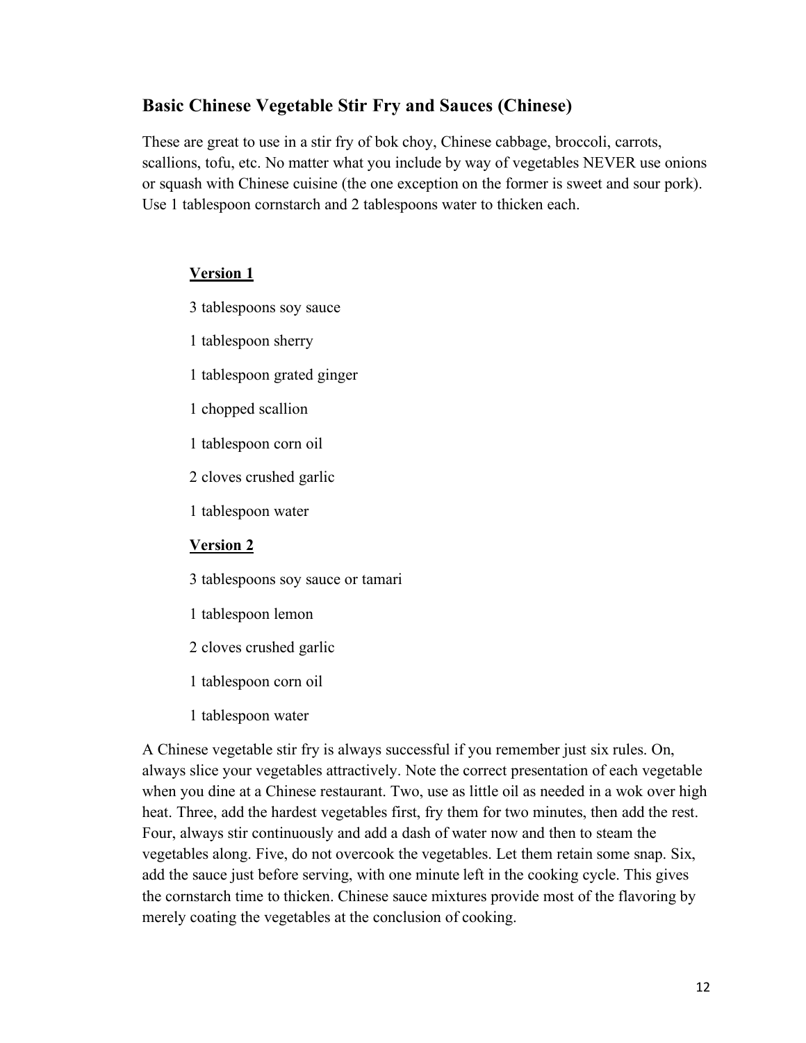## Basic Chinese Vegetable Stir Fry and Sauces (Chinese)

These are great to use in a stir fry of bok choy, Chinese cabbage, broccoli, carrots, scallions, tofu, etc. No matter what you include by way of vegetables NEVER use onions or squash with Chinese cuisine (the one exception on the former is sweet and sour pork). Use 1 tablespoon cornstarch and 2 tablespoons water to thicken each.

**Version 1**

3 tablespoons soy sauce

1 tablespoon sherry

1 tablespoon grated ginger

1 chopped scallion

1 tablespoon corn oil

2 cloves crushed garlic

1 tablespoon water

**Version 2**

3 tablespoons soy sauce or tamari

1 tablespoon lemon

2 cloves crushed garlic

1 tablespoon corn oil

1 tablespoon water

A Chinese vegetable stir fry is always successful if you remember just six rules. On, always slice your vegetables attractively. Note the correct presentation of each vegetable when you dine at a Chinese restaurant. Two, use as little oil as needed in a wok over high heat. Three, add the hardest vegetables first, fry them for two minutes, then add the rest. Four, always stir continuously and add a dash of water now and then to steam the vegetables along. Five, do not overcook the vegetables. Let them retain some snap. Six, add the sauce just before serving, with one minute left in the cooking cycle. This gives the cornstarch time to thicken. Chinese sauce mixtures provide most of the flavoring by merely coating the vegetables at the conclusion of cooking.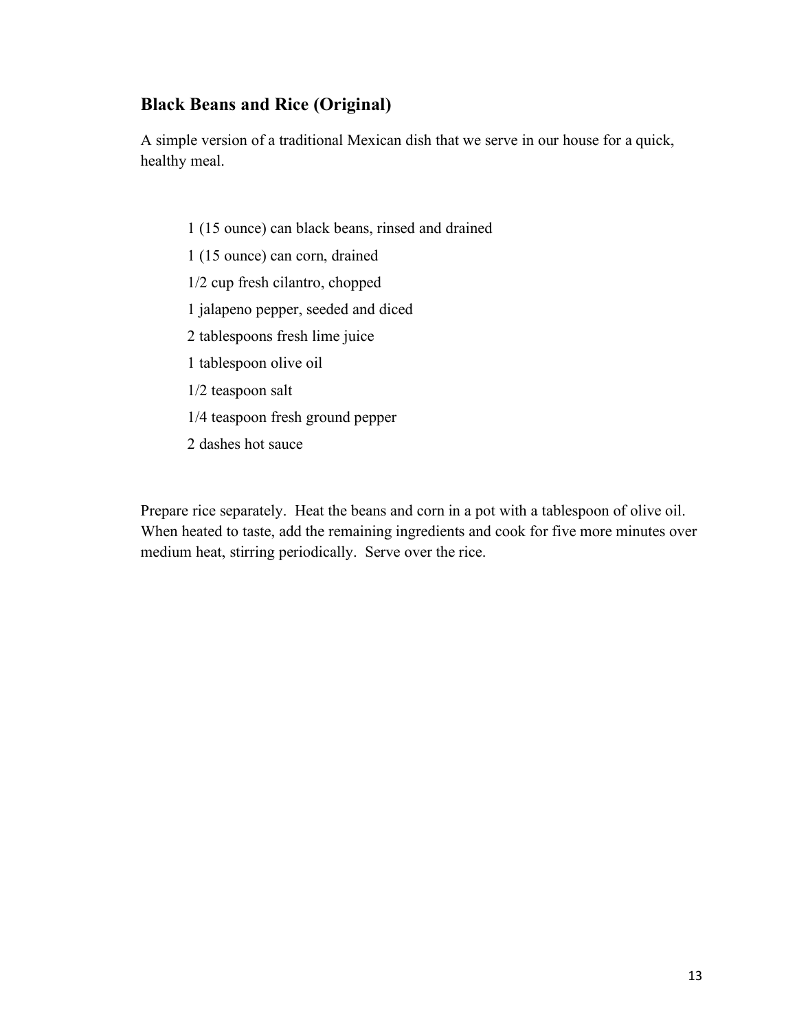## Black Beans and Rice (Original)

A simple version of a traditional Mexican dish that we serve in our house for a quick, healthy meal.

- 1 (15 ounce) can black beans, rinsed and drained
- 1 (15 ounce) can corn, drained
- 1/2 cup fresh cilantro, chopped
- 1 jalapeno pepper, seeded and diced
- 2 tablespoons fresh lime juice
- 1 tablespoon olive oil
- 1/2 teaspoon salt
- 1/4 teaspoon fresh ground pepper
- 2 dashes hot sauce

Prepare rice separately. Heat the beans and corn in a pot with a tablespoon of olive oil. When heated to taste, add the remaining ingredients and cook for five more minutes over medium heat, stirring periodically. Serve over the rice.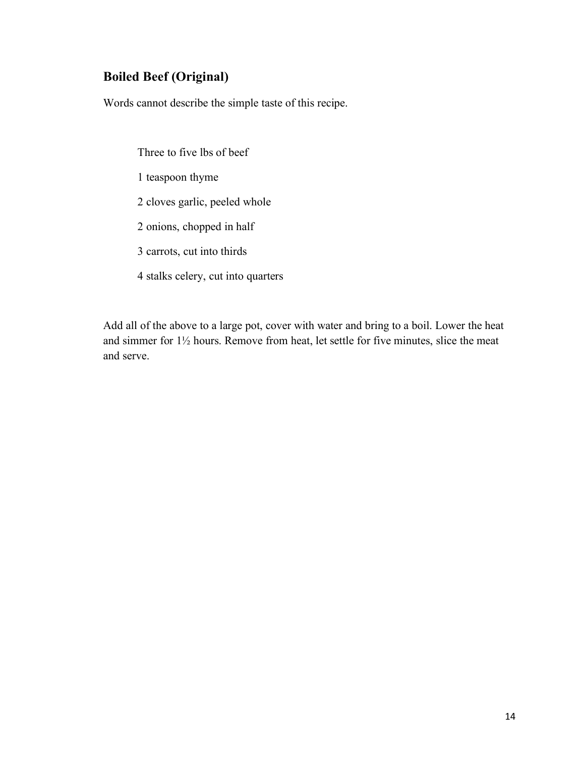## Boiled Beef (Original)

Words cannot describe the simple taste of this recipe.

Three to five lbs of beef

1 teaspoon thyme

2 cloves garlic, peeled whole

2 onions, chopped in half

3 carrots, cut into thirds

4 stalks celery, cut into quarters

Add all of the above to a large pot, cover with water and bring to a boil. Lower the heat and simmer for 1½ hours. Remove from heat, let settle for five minutes, slice the meat and serve.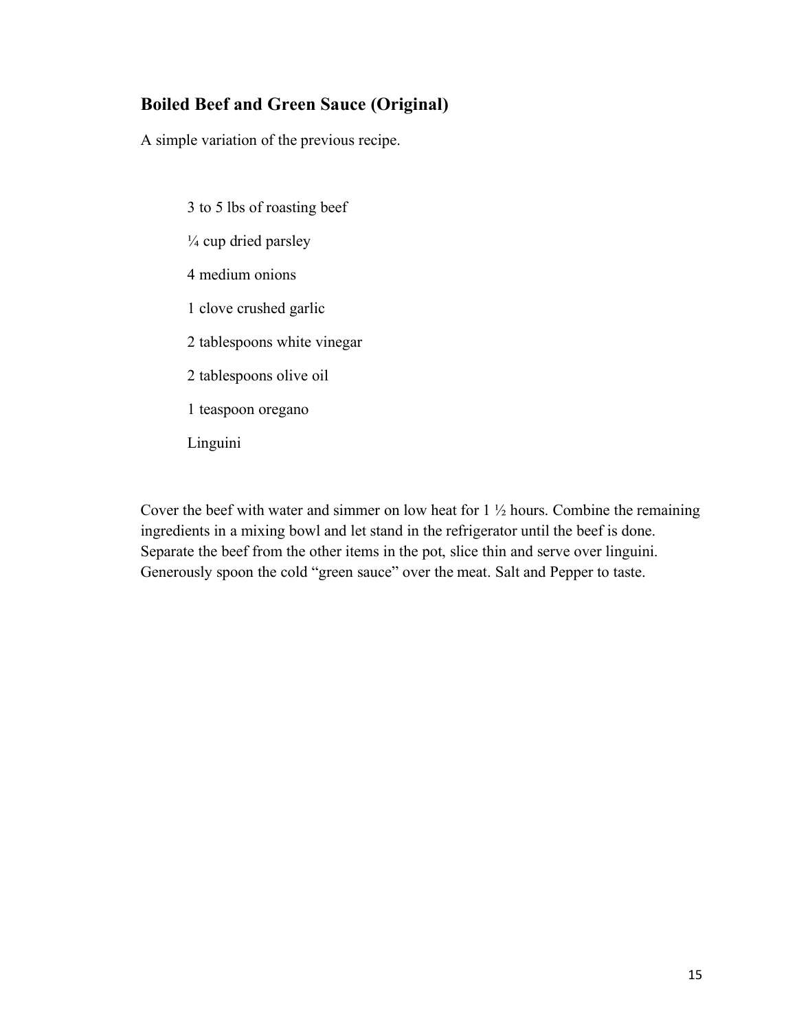## Boiled Beef and Green Sauce (Original)

A simple variation of the previous recipe.

- 3 to 5 lbs of roasting beef
- ¼ cup dried parsley
- 4 medium onions
- 1 clove crushed garlic
- 2 tablespoons white vinegar
- 2 tablespoons olive oil
- 1 teaspoon oregano
- Linguini

Cover the beef with water and simmer on low heat for 1 ½ hours. Combine the remaining ingredients in a mixing bowl and let stand in the refrigerator until the beef is done. Separate the beef from the other items in the pot, slice thin and serve over linguini. Generously spoon the cold "green sauce" over the meat. Salt and Pepper to taste.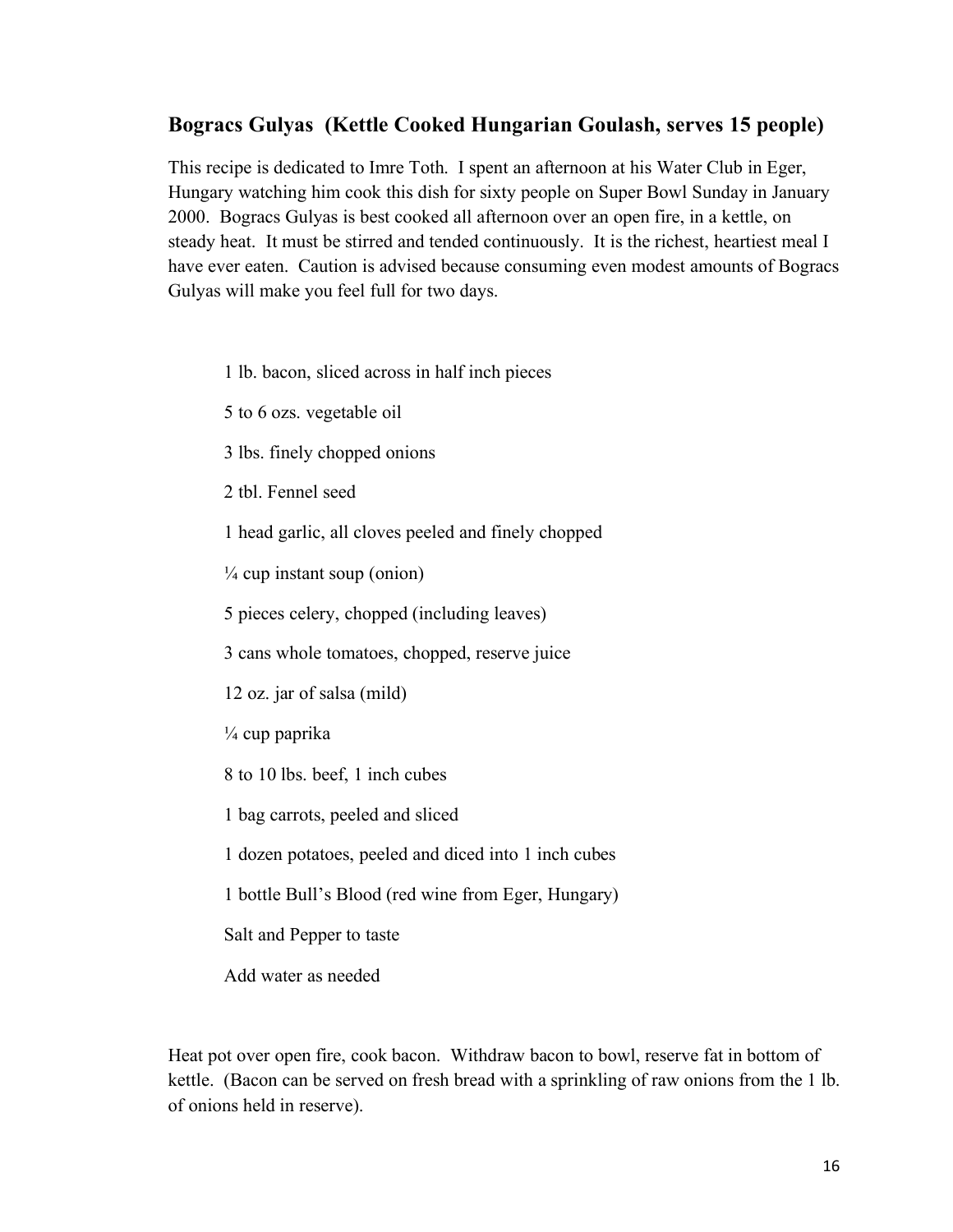## Bogracs Gulyas (Kettle Cooked Hungarian Goulash, serves 15 people)

This recipe is dedicated to Imre Toth. I spent an afternoon at his Water Club in Eger, Hungary watching him cook this dish for sixty people on Super Bowl Sunday in January 2000. Bogracs Gulyas is best cooked all afternoon over an open fire, in a kettle, on steady heat. It must be stirred and tended continuously. It is the richest, heartiest meal I have ever eaten. Caution is advised because consuming even modest amounts of Bogracs Gulyas will make you feel full for two days.

- 1 lb. bacon, sliced across in half inch pieces
- 5 to 6 ozs. vegetable oil
- 3 lbs. finely chopped onions
- 2 tbl. Fennel seed
- 1 head garlic, all cloves peeled and finely chopped
- ¼ cup instant soup (onion)
- 5 pieces celery, chopped (including leaves)
- 3 cans whole tomatoes, chopped, reserve juice
- 12 oz. jar of salsa (mild)
- ¼ cup paprika
- 8 to 10 lbs. beef, 1 inch cubes
- 1 bag carrots, peeled and sliced
- 1 dozen potatoes, peeled and diced into 1 inch cubes
- 1 bottle Bull's Blood (red wine from Eger, Hungary)
- Salt and Pepper to taste
- Add water as needed

Heat pot over open fire, cook bacon. Withdraw bacon to bowl, reserve fat in bottom of kettle. (Bacon can be served on fresh bread with a sprinkling of raw onions from the 1 lb. of onions held in reserve).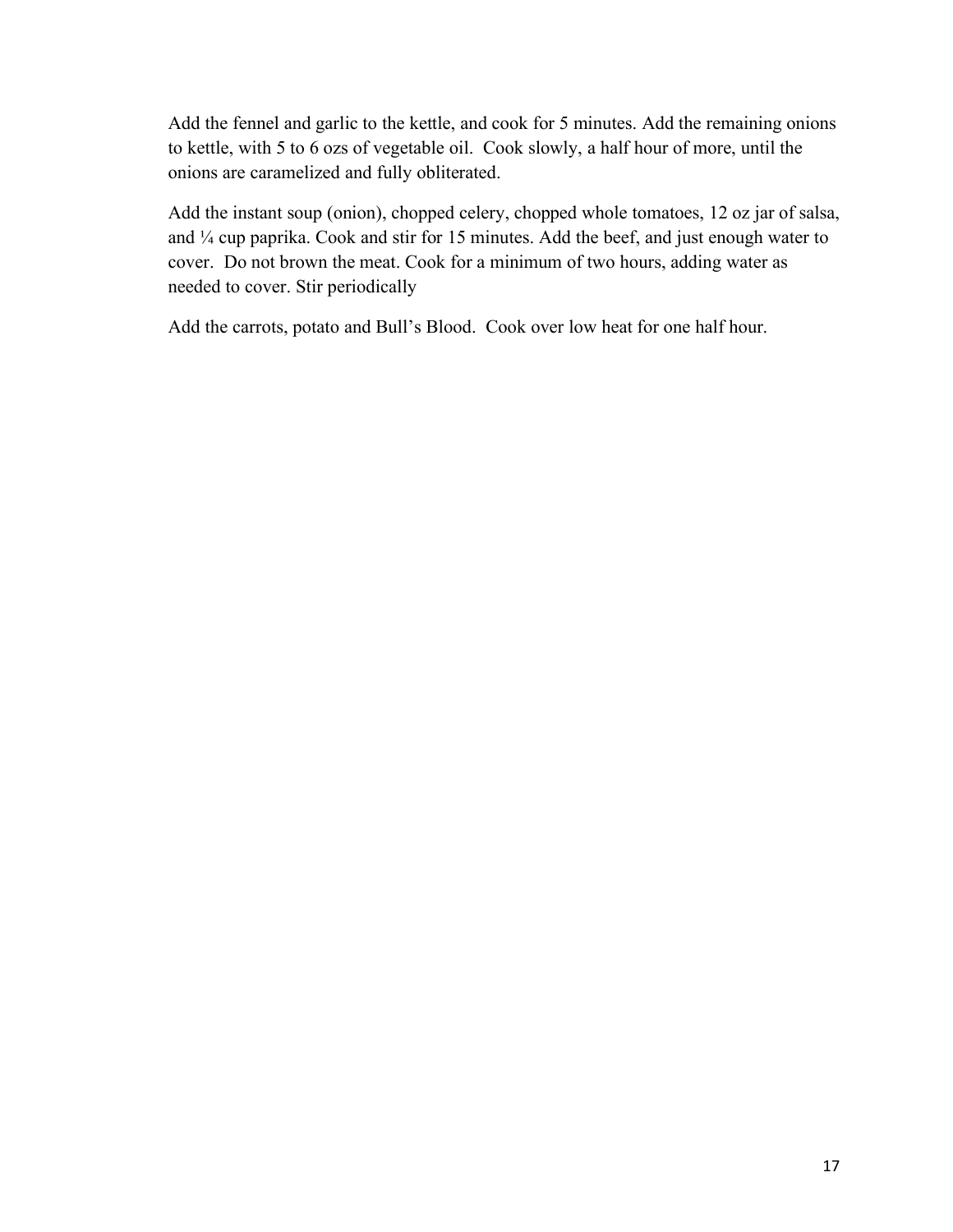Add the fennel and garlic to the kettle, and cook for 5 minutes. Add the remaining onions to kettle, with 5 to 6 ozs of vegetable oil. Cook slowly, a half hour of more, until the onions are caramelized and fully obliterated.

Add the instant soup (onion), chopped celery, chopped whole tomatoes, 12 oz jar of salsa, and ¼ cup paprika. Cook and stir for 15 minutes. Add the beef, and just enough water to cover. Do not brown the meat. Cook for a minimum of two hours, adding water as needed to cover. Stir periodically

Add the carrots, potato and Bull's Blood. Cook over low heat for one half hour.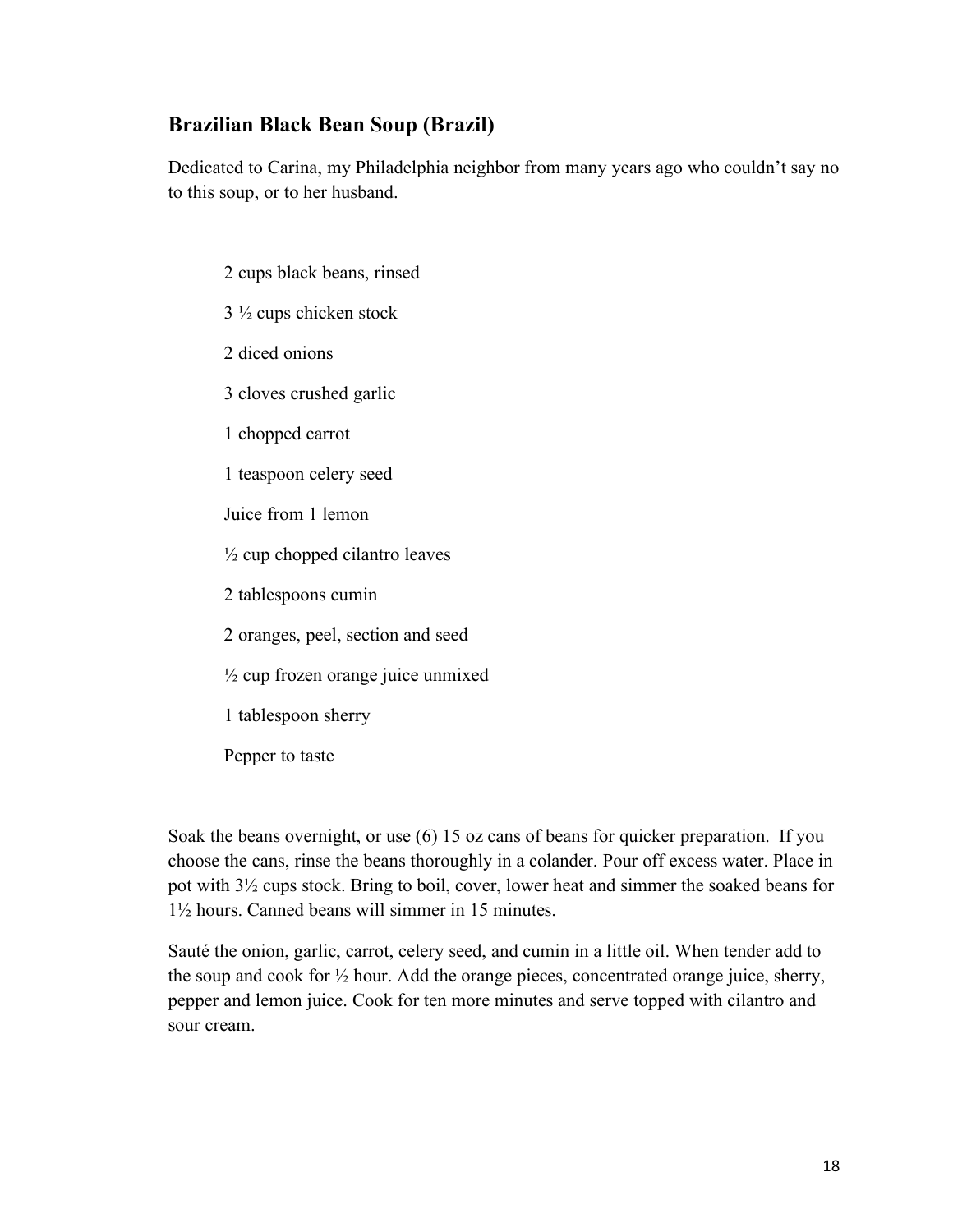## Brazilian Black Bean Soup (Brazil)

Dedicated to Carina, my Philadelphia neighbor from many years ago who couldn't say no to this soup, or to her husband.

2 cups black beans, rinsed

3 ½ cups chicken stock

2 diced onions

3 cloves crushed garlic

1 chopped carrot

1 teaspoon celery seed

Juice from 1 lemon

½ cup chopped cilantro leaves

2 tablespoons cumin

2 oranges, peel, section and seed

½ cup frozen orange juice unmixed

1 tablespoon sherry

Pepper to taste

Soak the beans overnight, or use (6) 15 oz cans of beans for quicker preparation. If you choose the cans, rinse the beans thoroughly in a colander. Pour off excess water. Place in pot with 3½ cups stock. Bring to boil, cover, lower heat and simmer the soaked beans for 1½ hours. Canned beans will simmer in 15 minutes.

Sauté the onion, garlic, carrot, celery seed, and cumin in a little oil. When tender add to the soup and cook for ½ hour. Add the orange pieces, concentrated orange juice, sherry, pepper and lemon juice. Cook for ten more minutes and serve topped with cilantro and sour cream.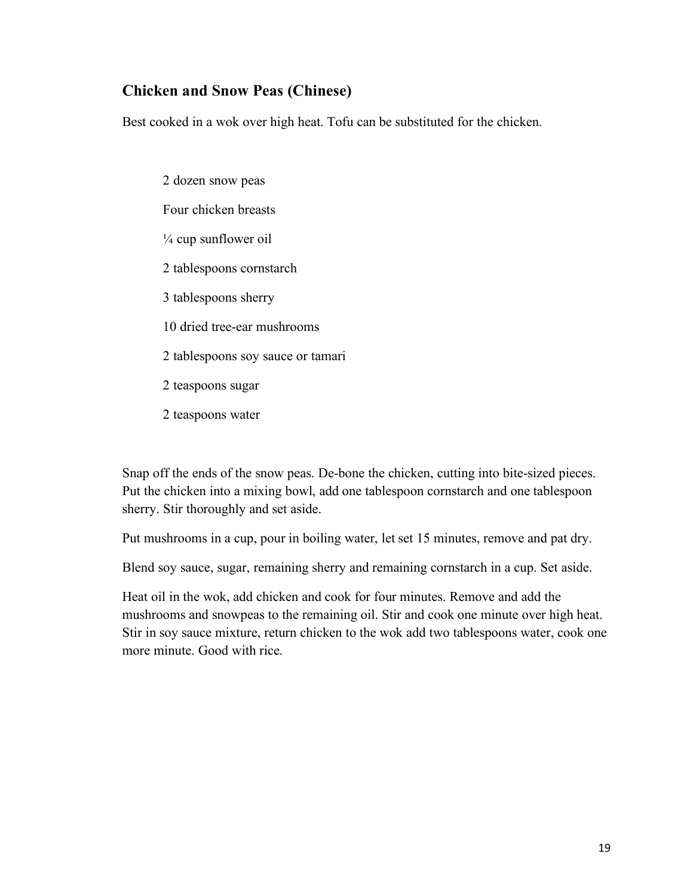## Chicken and Snow Peas (Chinese)

Best cooked in a wok over high heat. Tofu can be substituted for the chicken.

2 dozen snow peas

Four chicken breasts

¼ cup sunflower oil

2 tablespoons cornstarch

3 tablespoons sherry

10 dried tree-ear mushrooms

2 tablespoons soy sauce or tamari

2 teaspoons sugar

2 teaspoons water

Snap off the ends of the snow peas. De-bone the chicken, cutting into bite-sized pieces. Put the chicken into a mixing bowl, add one tablespoon cornstarch and one tablespoon sherry. Stir thoroughly and set aside.

Put mushrooms in a cup, pour in boiling water, let set 15 minutes, remove and pat dry.

Blend soy sauce, sugar, remaining sherry and remaining cornstarch in a cup. Set aside.

Heat oil in the wok, add chicken and cook for four minutes. Remove and add the mushrooms and snowpeas to the remaining oil. Stir and cook one minute over high heat. Stir in soy sauce mixture, return chicken to the wok add two tablespoons water, cook one more minute. Good with rice.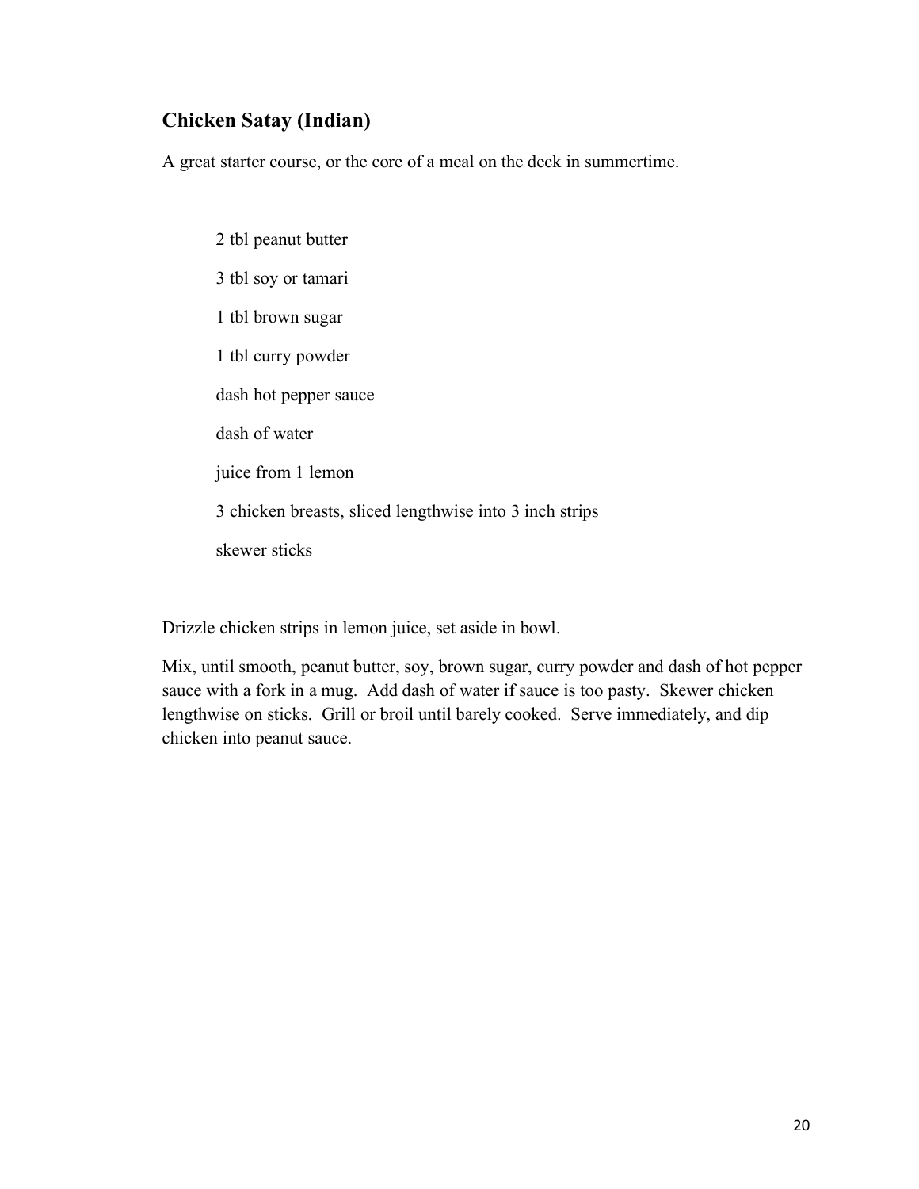## Chicken Satay (Indian)

A great starter course, or the core of a meal on the deck in summertime.

2 tbl peanut butter

3 tbl soy or tamari

1 tbl brown sugar

1 tbl curry powder

dash hot pepper sauce

dash of water

juice from 1 lemon

3 chicken breasts, sliced lengthwise into 3 inch strips

skewer sticks

Drizzle chicken strips in lemon juice, set aside in bowl.

Mix, until smooth, peanut butter, soy, brown sugar, curry powder and dash of hot pepper sauce with a fork in a mug. Add dash of water if sauce is too pasty. Skewer chicken lengthwise on sticks. Grill or broil until barely cooked. Serve immediately, and dip chicken into peanut sauce.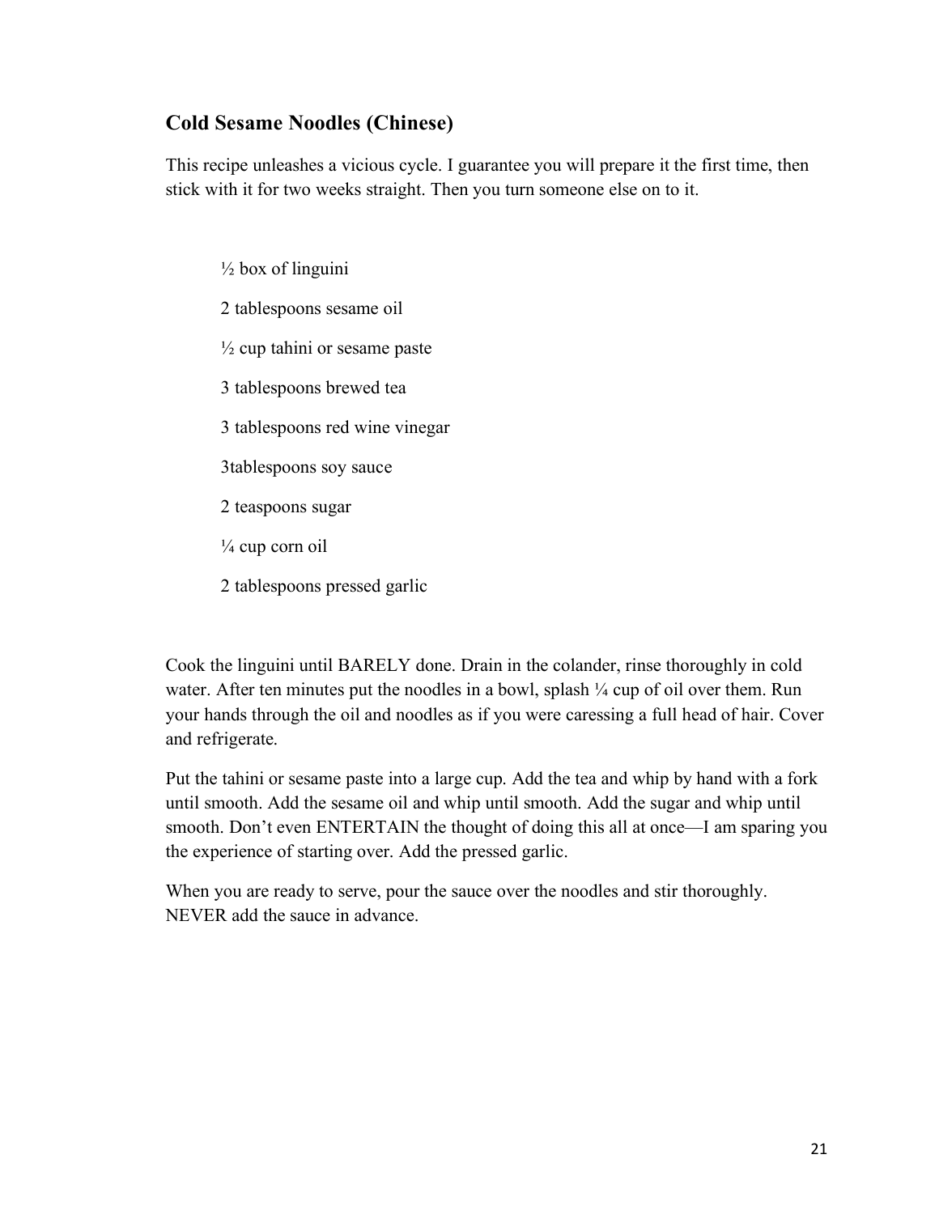## Cold Sesame Noodles (Chinese)

This recipe unleashes a vicious cycle. I guarantee you will prepare it the first time, then stick with it for two weeks straight. Then you turn someone else on to it.

½ box of linguini

2 tablespoons sesame oil

½ cup tahini or sesame paste

3 tablespoons brewed tea

3 tablespoons red wine vinegar

3tablespoons soy sauce

2 teaspoons sugar

¼ cup corn oil

2 tablespoons pressed garlic

Cook the linguini until BARELY done. Drain in the colander, rinse thoroughly in cold water. After ten minutes put the noodles in a bowl, splash ¼ cup of oil over them. Run your hands through the oil and noodles as if you were caressing a full head of hair. Cover and refrigerate.

Put the tahini or sesame paste into a large cup. Add the tea and whip by hand with a fork until smooth. Add the sesame oil and whip until smooth. Add the sugar and whip until smooth. Don't even ENTERTAIN the thought of doing this all at once—I am sparing you the experience of starting over. Add the pressed garlic.

When you are ready to serve, pour the sauce over the noodles and stir thoroughly. NEVER add the sauce in advance.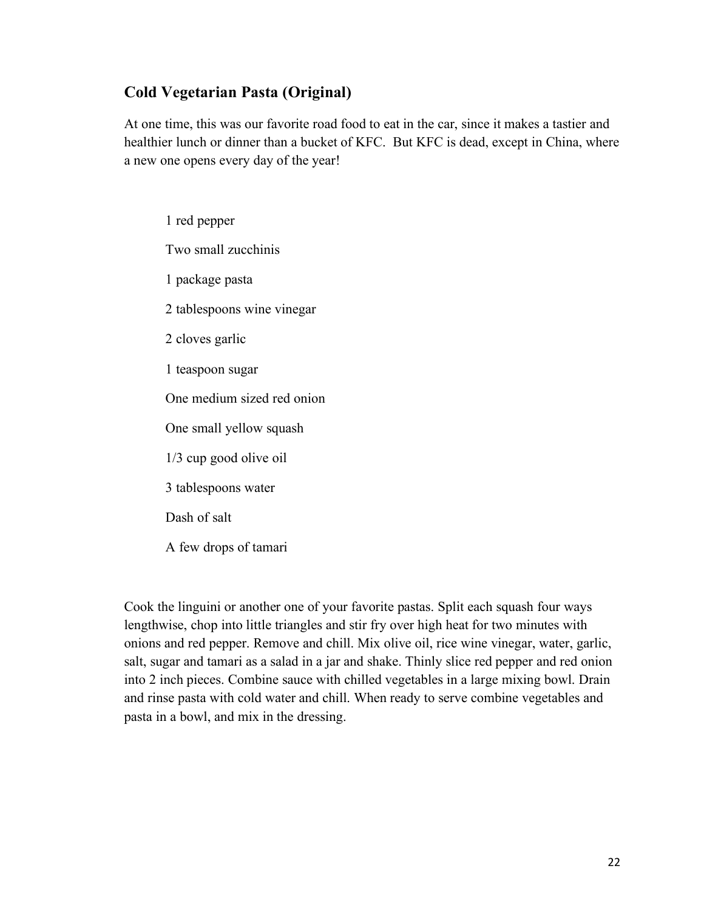## Cold Vegetarian Pasta (Original)

At one time, this was our favorite road food to eat in the car, since it makes a tastier and healthier lunch or dinner than a bucket of KFC. But KFC is dead, except in China, where a new one opens every day of the year!

1 red pepper

Two small zucchinis

1 package pasta

2 tablespoons wine vinegar

2 cloves garlic

1 teaspoon sugar

One medium sized red onion

One small yellow squash

1/3 cup good olive oil

3 tablespoons water

Dash of salt

A few drops of tamari

Cook the linguini or another one of your favorite pastas. Split each squash four ways lengthwise, chop into little triangles and stir fry over high heat for two minutes with onions and red pepper. Remove and chill. Mix olive oil, rice wine vinegar, water, garlic, salt, sugar and tamari as a salad in a jar and shake. Thinly slice red pepper and red onion into 2 inch pieces. Combine sauce with chilled vegetables in a large mixing bowl. Drain and rinse pasta with cold water and chill. When ready to serve combine vegetables and pasta in a bowl, and mix in the dressing.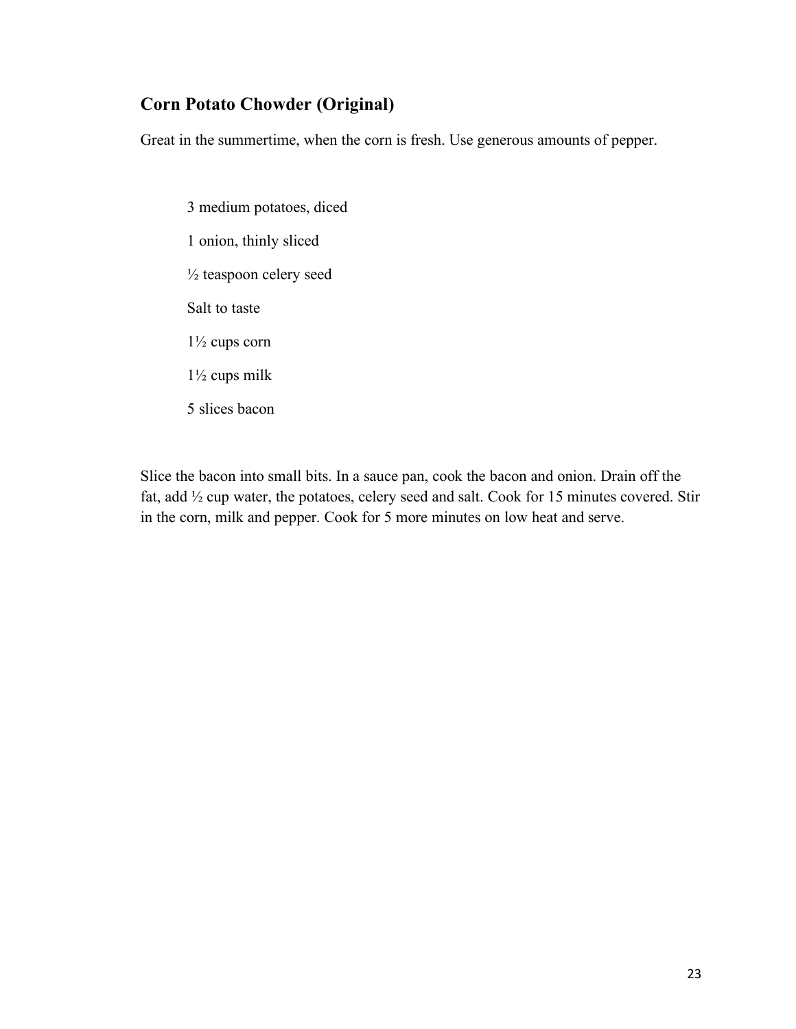## Corn Potato Chowder (Original)

Great in the summertime, when the corn is fresh. Use generous amounts of pepper.

3 medium potatoes, diced

1 onion, thinly sliced

½ teaspoon celery seed

Salt to taste

1½ cups corn

1½ cups milk

5 slices bacon

Slice the bacon into small bits. In a sauce pan, cook the bacon and onion. Drain off the fat, add ½ cup water, the potatoes, celery seed and salt. Cook for 15 minutes covered. Stir in the corn, milk and pepper. Cook for 5 more minutes on low heat and serve.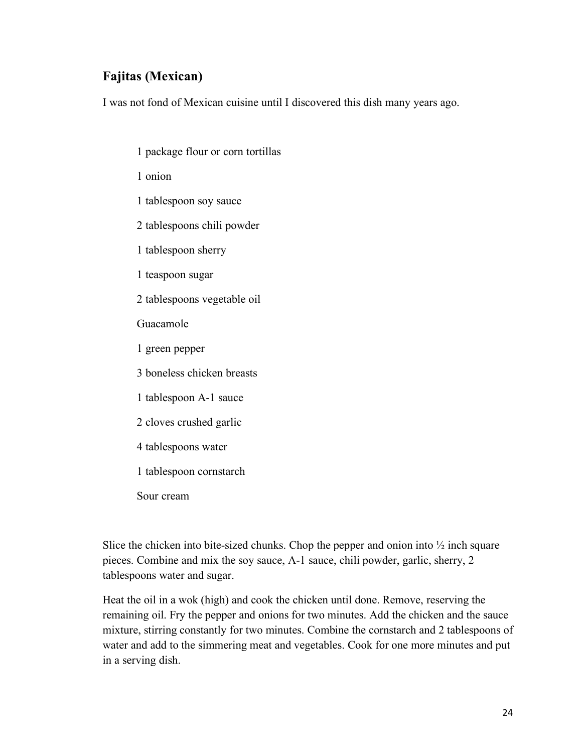## Fajitas (Mexican)

I was not fond of Mexican cuisine until I discovered this dish many years ago.

1 package flour or corn tortillas

1 onion

1 tablespoon soy sauce

2 tablespoons chili powder

1 tablespoon sherry

1 teaspoon sugar

2 tablespoons vegetable oil

Guacamole

1 green pepper

3 boneless chicken breasts

1 tablespoon A-1 sauce

2 cloves crushed garlic

4 tablespoons water

1 tablespoon cornstarch

Sour cream

Slice the chicken into bite-sized chunks. Chop the pepper and onion into ½ inch square pieces. Combine and mix the soy sauce, A-1 sauce, chili powder, garlic, sherry, 2 tablespoons water and sugar.

Heat the oil in a wok (high) and cook the chicken until done. Remove, reserving the remaining oil. Fry the pepper and onions for two minutes. Add the chicken and the sauce mixture, stirring constantly for two minutes. Combine the cornstarch and 2 tablespoons of water and add to the simmering meat and vegetables. Cook for one more minutes and put in a serving dish.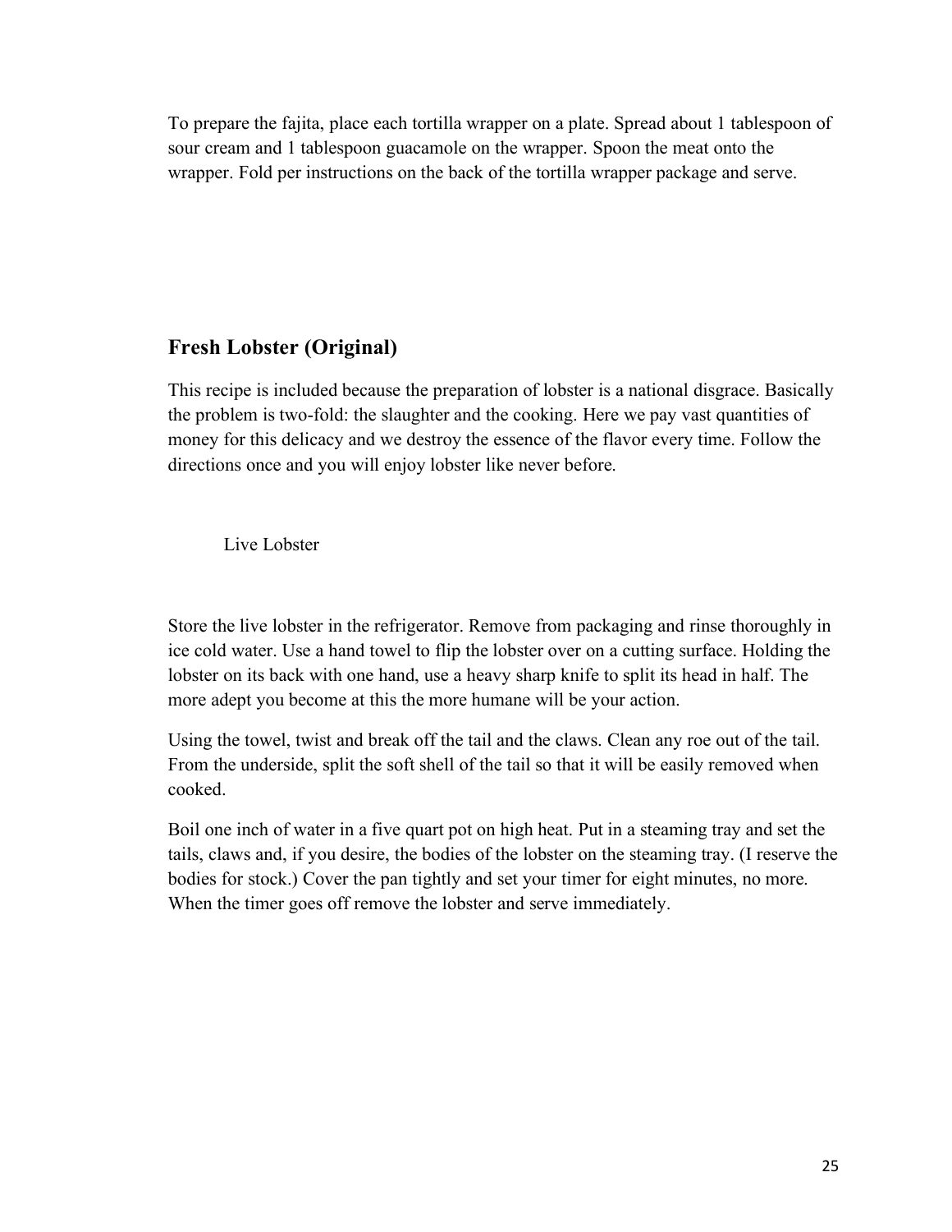To prepare the fajita, place each tortilla wrapper on a plate. Spread about 1 tablespoon of sour cream and 1 tablespoon guacamole on the wrapper. Spoon the meat onto the wrapper. Fold per instructions on the back of the tortilla wrapper package and serve.

## Fresh Lobster (Original)

This recipe is included because the preparation of lobster is a national disgrace. Basically the problem is two-fold: the slaughter and the cooking. Here we pay vast quantities of money for this delicacy and we destroy the essence of the flavor every time. Follow the directions once and you will enjoy lobster like never before.

Live Lobster

Store the live lobster in the refrigerator. Remove from packaging and rinse thoroughly in ice cold water. Use a hand towel to flip the lobster over on a cutting surface. Holding the lobster on its back with one hand, use a heavy sharp knife to split its head in half. The more adept you become at this the more humane will be your action.

Using the towel, twist and break off the tail and the claws. Clean any roe out of the tail. From the underside, split the soft shell of the tail so that it will be easily removed when cooked.

Boil one inch of water in a five quart pot on high heat. Put in a steaming tray and set the tails, claws and, if you desire, the bodies of the lobster on the steaming tray. (I reserve the bodies for stock.) Cover the pan tightly and set your timer for eight minutes, no more. When the timer goes off remove the lobster and serve immediately.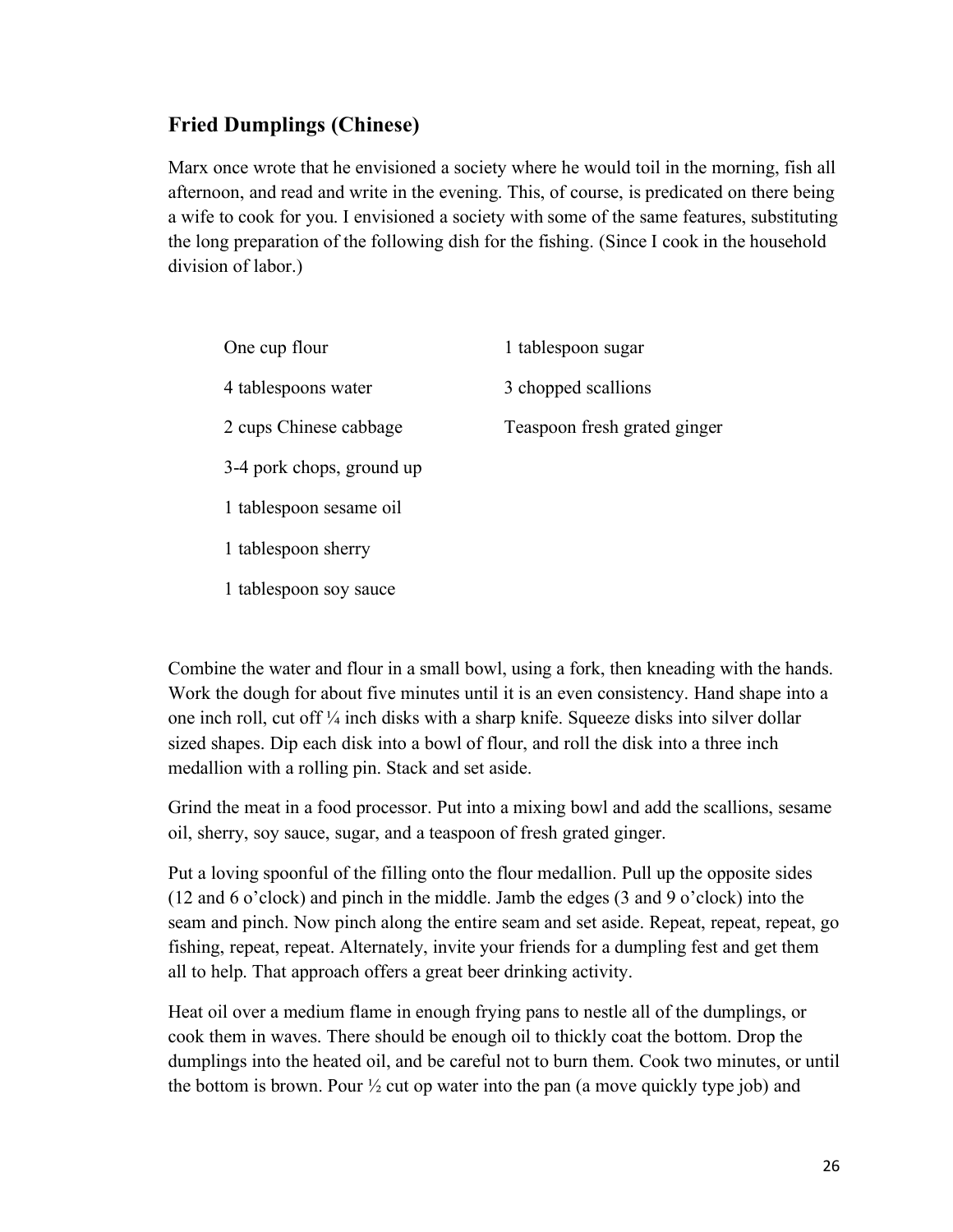## Fried Dumplings (Chinese)

Marx once wrote that he envisioned a society where he would toil in the morning, fish all afternoon, and read and write in the evening. This, of course, is predicated on there being a wife to cook for you. I envisioned a society with some of the same features, substituting the long preparation of the following dish for the fishing. (Since I cook in the household division of labor.)

- One cup flour
- 4 tablespoons water
- 2 cups Chinese cabbage
- 3-4 pork chops, ground up
- 1 tablespoon sesame oil
- 1 tablespoon sherry
- 1 tablespoon soy sauce
- 1 tablespoon sugar
- 3 chopped scallions
- Teaspoon fresh grated ginger

Combine the water and flour in a small bowl, using a fork, then kneading with the hands. Work the dough for about five minutes until it is an even consistency. Hand shape into a one inch roll, cut off ¼ inch disks with a sharp knife. Squeeze disks into silver dollar sized shapes. Dip each disk into a bowl of flour, and roll the disk into a three inch medallion with a rolling pin. Stack and set aside.

Grind the meat in a food processor. Put into a mixing bowl and add the scallions, sesame oil, sherry, soy sauce, sugar, and a teaspoon of fresh grated ginger.

Put a loving spoonful of the filling onto the flour medallion. Pull up the opposite sides (12 and 6 o'clock) and pinch in the middle. Jamb the edges (3 and 9 o'clock) into the seam and pinch. Now pinch along the entire seam and set aside. Repeat, repeat, repeat, go fishing, repeat, repeat. Alternately, invite your friends for a dumpling fest and get them all to help. That approach offers a great beer drinking activity.

Heat oil over a medium flame in enough frying pans to nestle all of the dumplings, or cook them in waves. There should be enough oil to thickly coat the bottom. Drop the dumplings into the heated oil, and be careful not to burn them. Cook two minutes, or until the bottom is brown. Pour ½ cut op water into the pan (a move quickly type job) and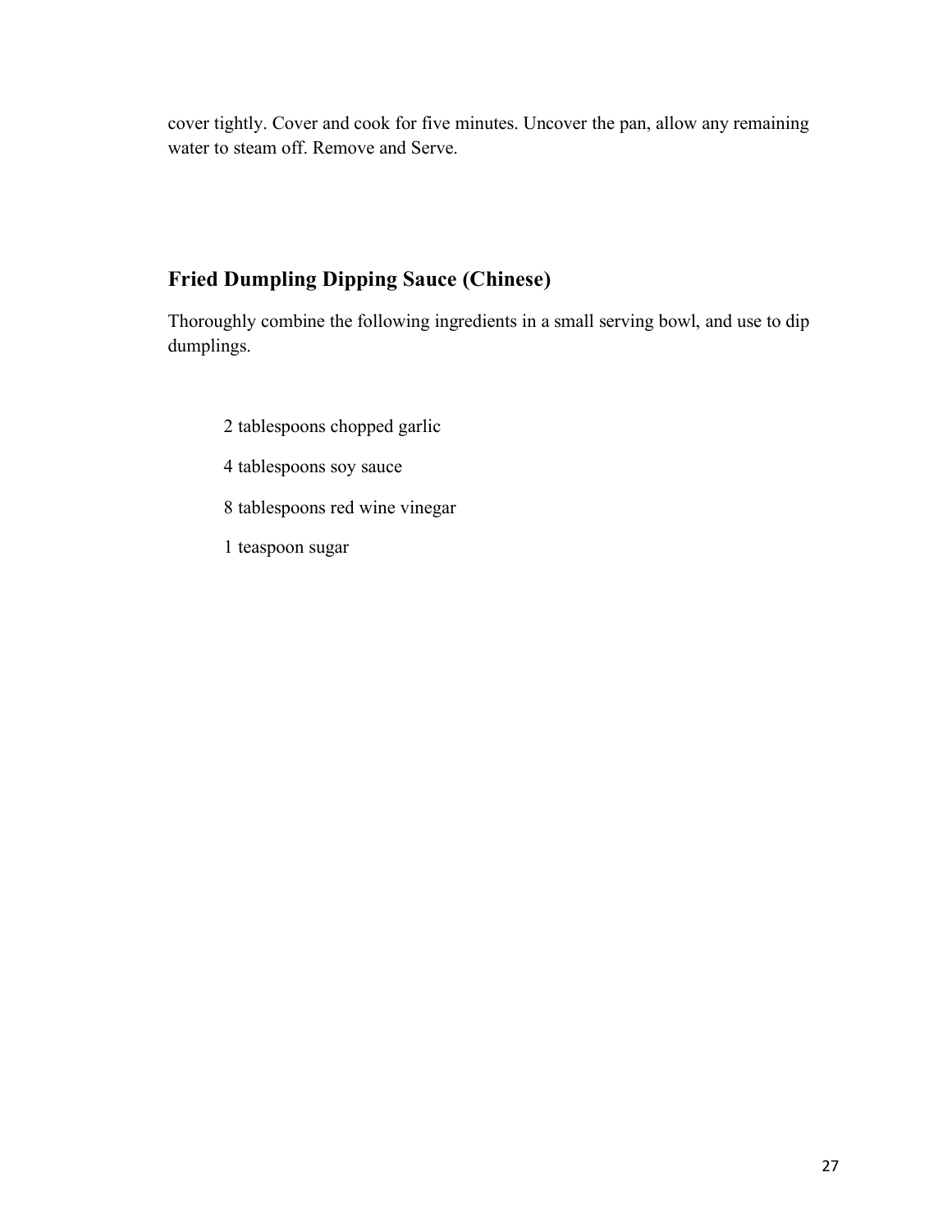cover tightly. Cover and cook for five minutes. Uncover the pan, allow any remaining water to steam off. Remove and Serve.

## Fried Dumpling Dipping Sauce (Chinese)

Thoroughly combine the following ingredients in a small serving bowl, and use to dip dumplings.

2 tablespoons chopped garlic

4 tablespoons soy sauce

8 tablespoons red wine vinegar

1 teaspoon sugar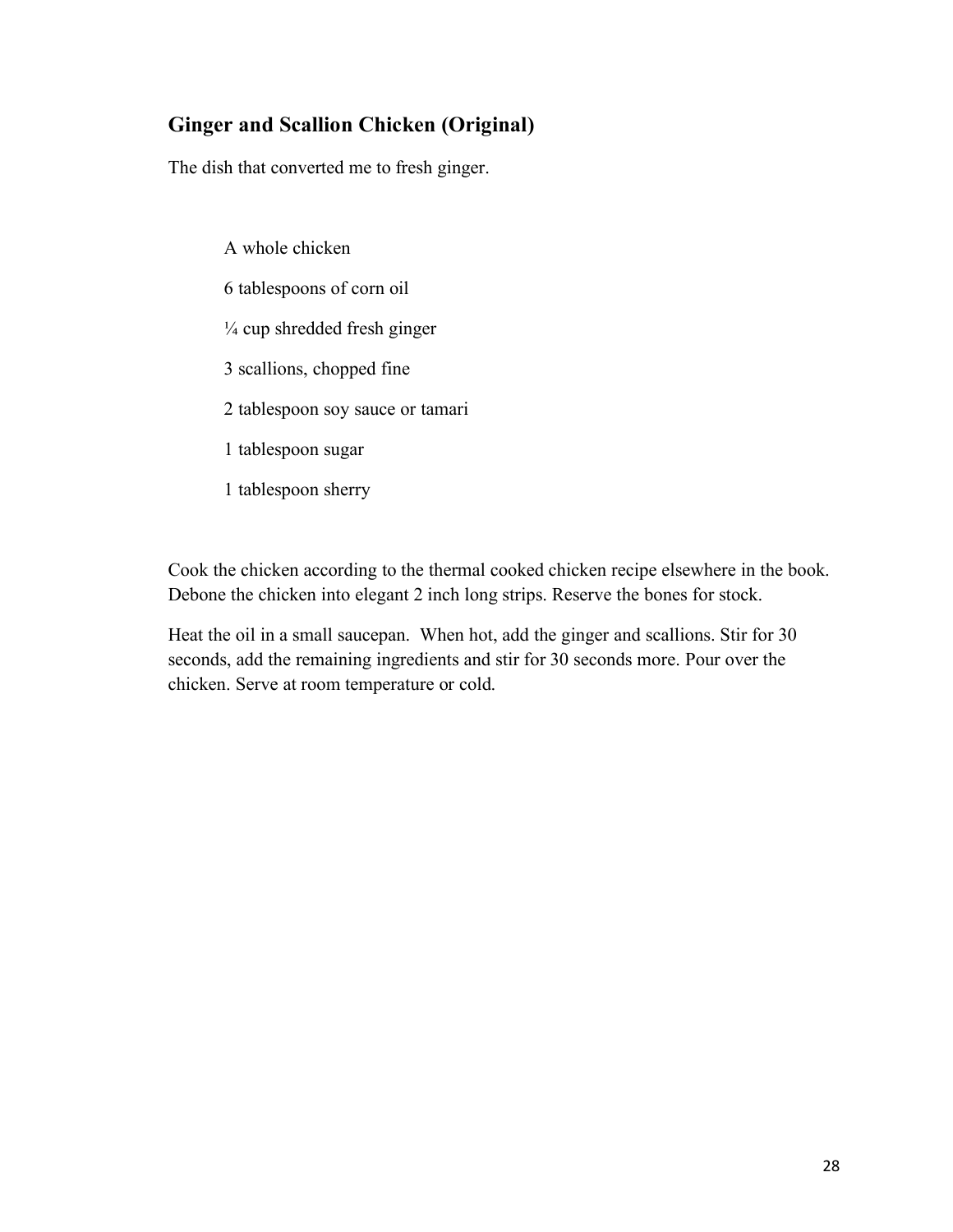## Ginger and Scallion Chicken (Original)

The dish that converted me to fresh ginger.

- A whole chicken
- 6 tablespoons of corn oil
- ¼ cup shredded fresh ginger
- 3 scallions, chopped fine
- 2 tablespoon soy sauce or tamari
- 1 tablespoon sugar
- 1 tablespoon sherry

Cook the chicken according to the thermal cooked chicken recipe elsewhere in the book. Debone the chicken into elegant 2 inch long strips. Reserve the bones for stock.

Heat the oil in a small saucepan. When hot, add the ginger and scallions. Stir for 30 seconds, add the remaining ingredients and stir for 30 seconds more. Pour over the chicken. Serve at room temperature or cold.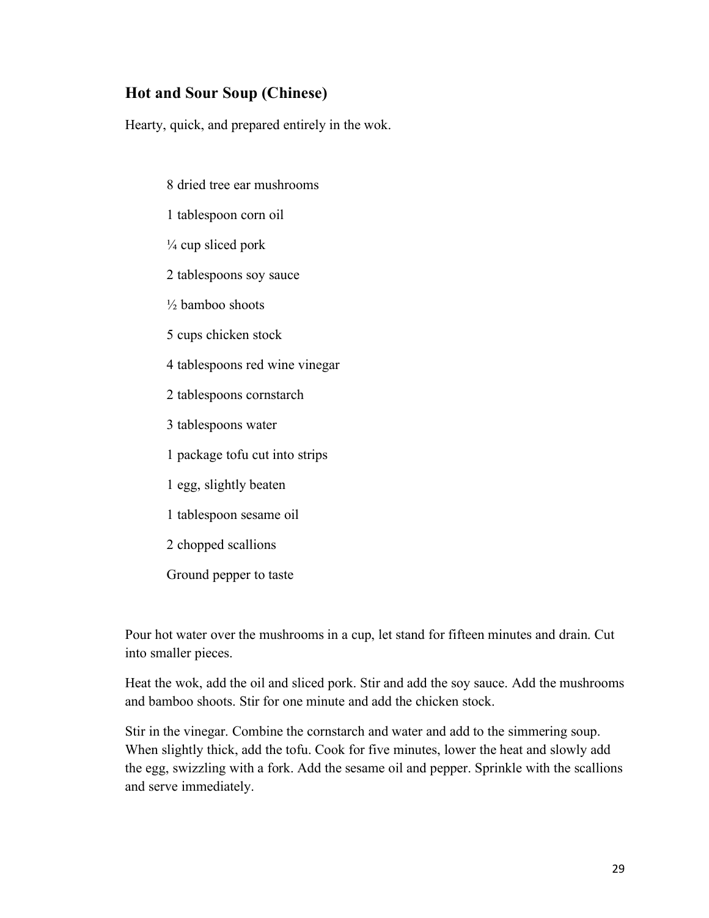## Hot and Sour Soup (Chinese)

Hearty, quick, and prepared entirely in the wok.

- 8 dried tree ear mushrooms
- 1 tablespoon corn oil
- ¼ cup sliced pork
- 2 tablespoons soy sauce
- ½ bamboo shoots
- 5 cups chicken stock
- 4 tablespoons red wine vinegar
- 2 tablespoons cornstarch
- 3 tablespoons water
- 1 package tofu cut into strips
- 1 egg, slightly beaten
- 1 tablespoon sesame oil
- 2 chopped scallions
- Ground pepper to taste

Pour hot water over the mushrooms in a cup, let stand for fifteen minutes and drain. Cut into smaller pieces.

Heat the wok, add the oil and sliced pork. Stir and add the soy sauce. Add the mushrooms and bamboo shoots. Stir for one minute and add the chicken stock.

Stir in the vinegar. Combine the cornstarch and water and add to the simmering soup. When slightly thick, add the tofu. Cook for five minutes, lower the heat and slowly add the egg, swizzling with a fork. Add the sesame oil and pepper. Sprinkle with the scallions and serve immediately.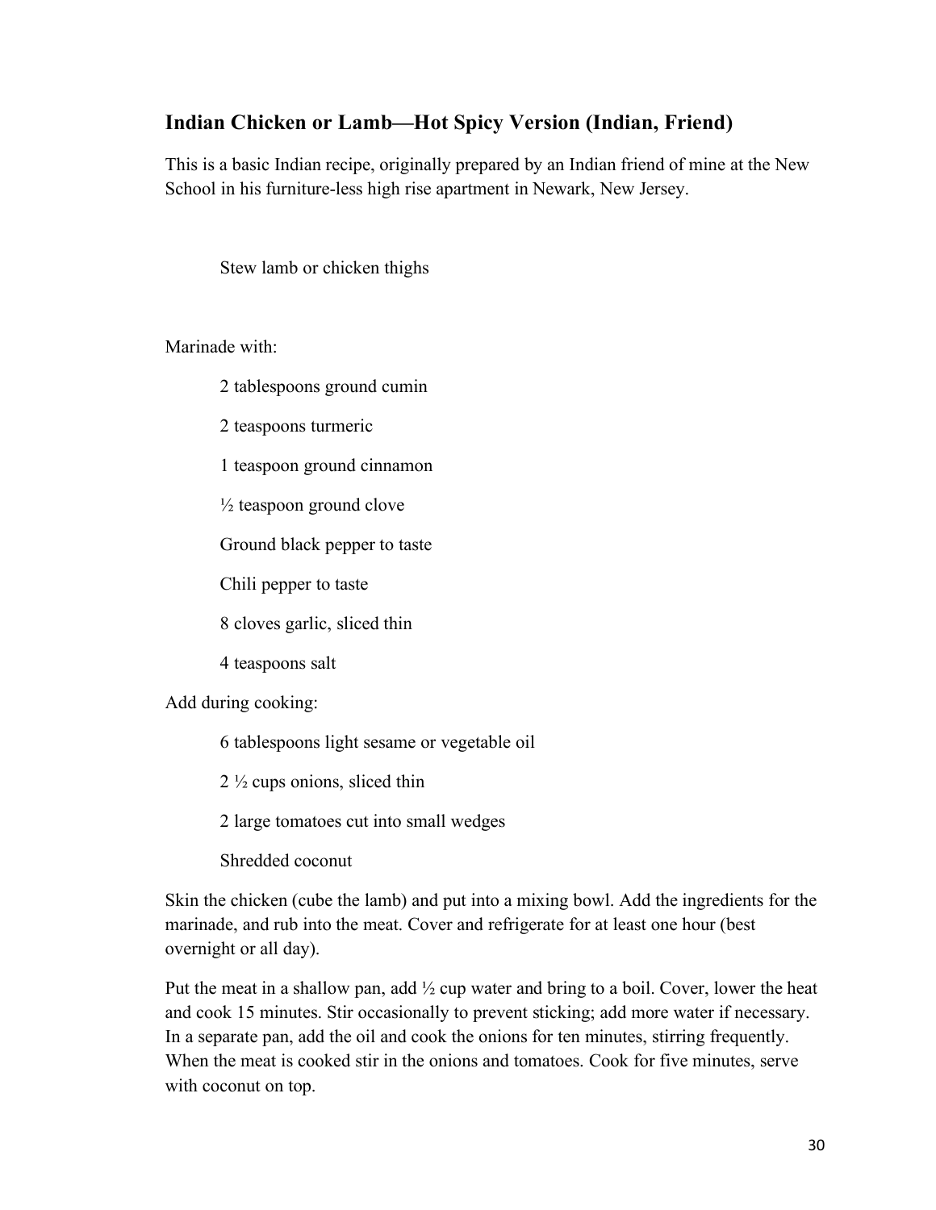## Indian Chicken or Lamb—Hot Spicy Version (Indian, Friend)

This is a basic Indian recipe, originally prepared by an Indian friend of mine at the New School in his furniture-less high rise apartment in Newark, New Jersey.

Stew lamb or chicken thighs

Marinade with:

- 2 tablespoons ground cumin
- 2 teaspoons turmeric
- 1 teaspoon ground cinnamon
- ½ teaspoon ground clove
- Ground black pepper to taste
- Chili pepper to taste
- 8 cloves garlic, sliced thin
- 4 teaspoons salt

Add during cooking:

- 6 tablespoons light sesame or vegetable oil
- 2 ½ cups onions, sliced thin
- 2 large tomatoes cut into small wedges
- Shredded coconut

Skin the chicken (cube the lamb) and put into a mixing bowl. Add the ingredients for the marinade, and rub into the meat. Cover and refrigerate for at least one hour (best overnight or all day).

Put the meat in a shallow pan, add ½ cup water and bring to a boil. Cover, lower the heat and cook 15 minutes. Stir occasionally to prevent sticking; add more water if necessary. In a separate pan, add the oil and cook the onions for ten minutes, stirring frequently. When the meat is cooked stir in the onions and tomatoes. Cook for five minutes, serve with coconut on top.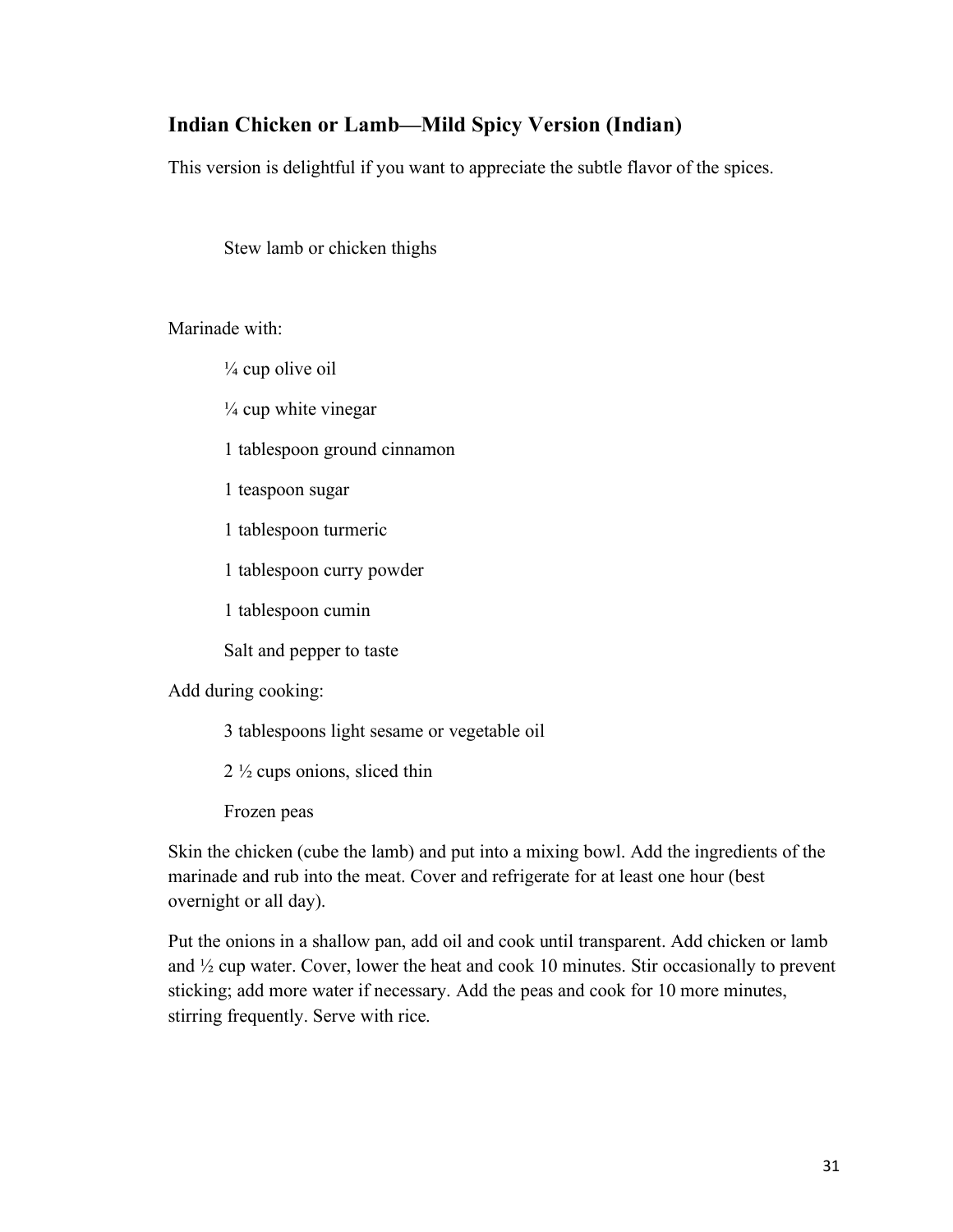## Indian Chicken or Lamb—Mild Spicy Version (Indian)

This version is delightful if you want to appreciate the subtle flavor of the spices.

Stew lamb or chicken thighs

Marinade with:

¼ cup olive oil

¼ cup white vinegar

1 tablespoon ground cinnamon

1 teaspoon sugar

1 tablespoon turmeric

1 tablespoon curry powder

1 tablespoon cumin

Salt and pepper to taste

Add during cooking:

3 tablespoons light sesame or vegetable oil

2 ½ cups onions, sliced thin

Frozen peas

Skin the chicken (cube the lamb) and put into a mixing bowl. Add the ingredients of the marinade and rub into the meat. Cover and refrigerate for at least one hour (best overnight or all day).

Put the onions in a shallow pan, add oil and cook until transparent. Add chicken or lamb and ½ cup water. Cover, lower the heat and cook 10 minutes. Stir occasionally to prevent sticking; add more water if necessary. Add the peas and cook for 10 more minutes, stirring frequently. Serve with rice.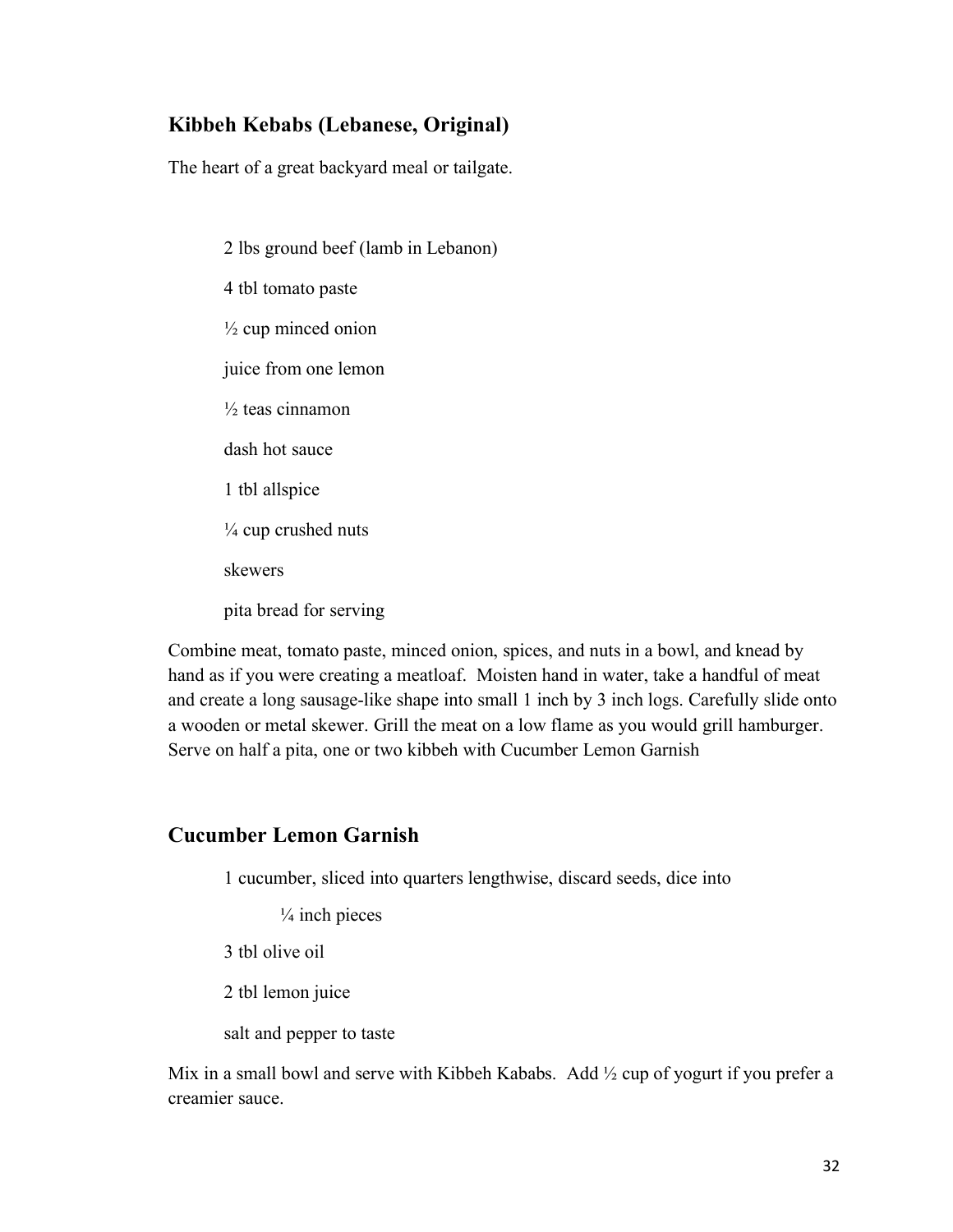## Kibbeh Kebabs (Lebanese, Original)

The heart of a great backyard meal or tailgate.

2 lbs ground beef (lamb in Lebanon)

4 tbl tomato paste

½ cup minced onion

juice from one lemon

½ teas cinnamon

dash hot sauce

1 tbl allspice

¼ cup crushed nuts

skewers

pita bread for serving

Combine meat, tomato paste, minced onion, spices, and nuts in a bowl, and knead by hand as if you were creating a meatloaf. Moisten hand in water, take a handful of meat and create a long sausage-like shape into small 1 inch by 3 inch logs. Carefully slide onto a wooden or metal skewer. Grill the meat on a low flame as you would grill hamburger. Serve on half a pita, one or two kibbeh with Cucumber Lemon Garnish

## Cucumber Lemon Garnish

1 cucumber, sliced into quarters lengthwise, discard seeds, dice into

¼ inch pieces

3 tbl olive oil

2 tbl lemon juice

salt and pepper to taste

Mix in a small bowl and serve with Kibbeh Kababs. Add ½ cup of yogurt if you prefer a creamier sauce.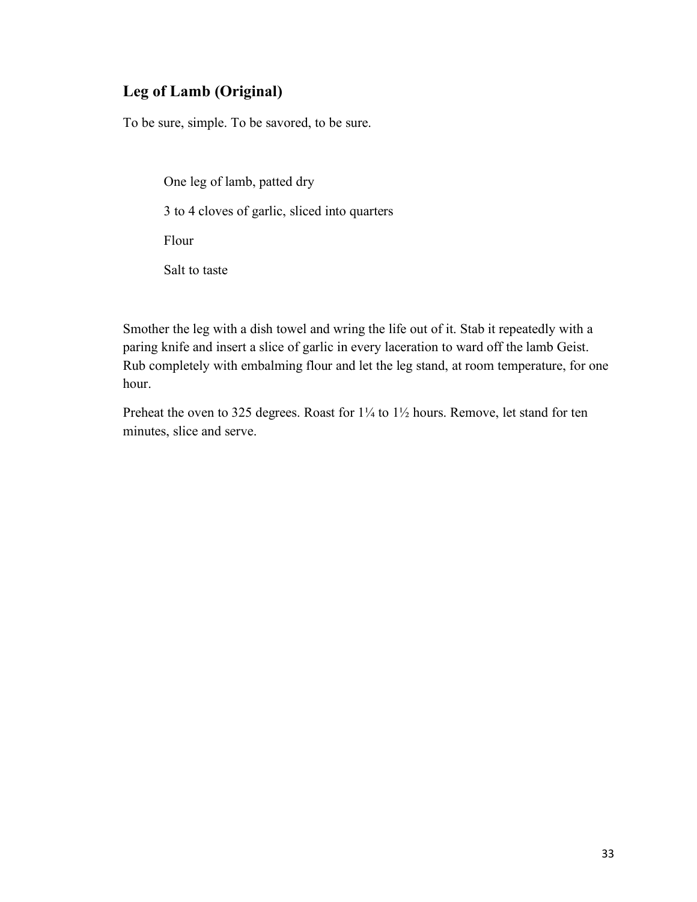## Leg of Lamb (Original)

To be sure, simple. To be savored, to be sure.

> One leg of lamb, patted dry
>
> 3 to 4 cloves of garlic, sliced into quarters
>
> Flour
>
> Salt to taste

Smother the leg with a dish towel and wring the life out of it. Stab it repeatedly with a paring knife and insert a slice of garlic in every laceration to ward off the lamb Geist. Rub completely with embalming flour and let the leg stand, at room temperature, for one hour.

Preheat the oven to 325 degrees. Roast for 1¼ to 1½ hours. Remove, let stand for ten minutes, slice and serve.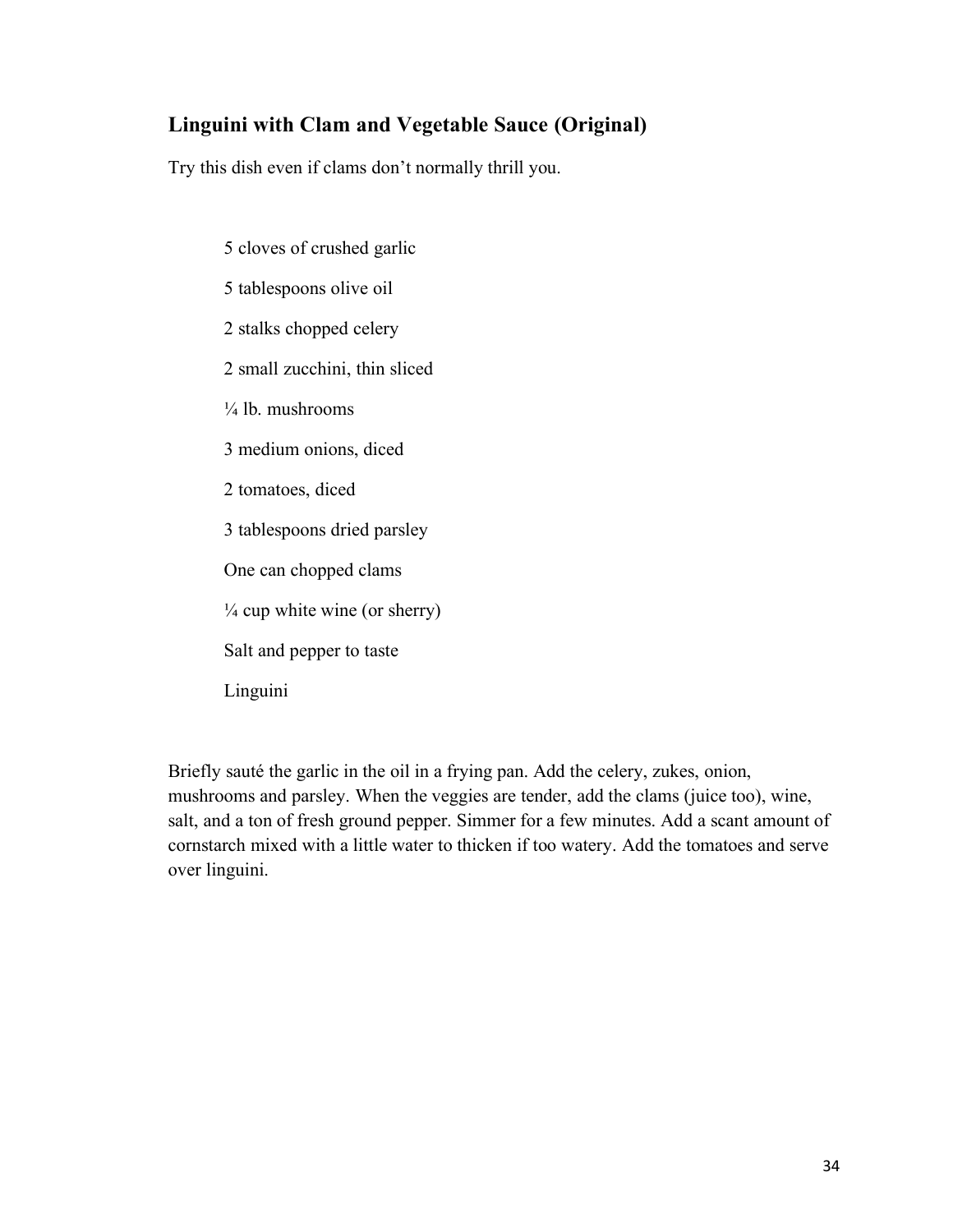## Linguini with Clam and Vegetable Sauce (Original)

Try this dish even if clams don't normally thrill you.

- 5 cloves of crushed garlic
- 5 tablespoons olive oil
- 2 stalks chopped celery
- 2 small zucchini, thin sliced
- ¼ lb. mushrooms
- 3 medium onions, diced
- 2 tomatoes, diced
- 3 tablespoons dried parsley
- One can chopped clams
- ¼ cup white wine (or sherry)
- Salt and pepper to taste
- Linguini

Briefly sauté the garlic in the oil in a frying pan. Add the celery, zukes, onion, mushrooms and parsley. When the veggies are tender, add the clams (juice too), wine, salt, and a ton of fresh ground pepper. Simmer for a few minutes. Add a scant amount of cornstarch mixed with a little water to thicken if too watery. Add the tomatoes and serve over linguini.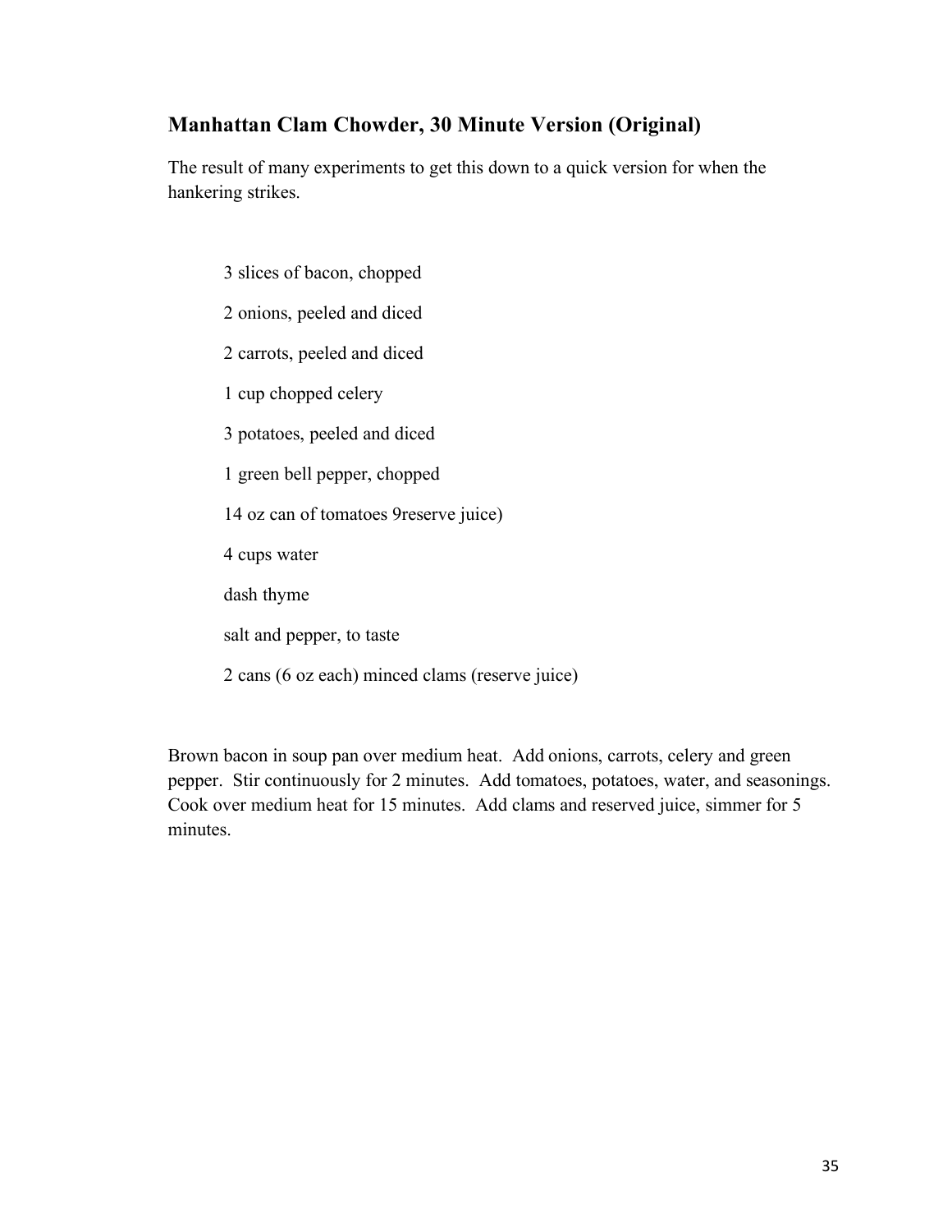## Manhattan Clam Chowder, 30 Minute Version (Original)

The result of many experiments to get this down to a quick version for when the hankering strikes.

3 slices of bacon, chopped

2 onions, peeled and diced

2 carrots, peeled and diced

1 cup chopped celery

3 potatoes, peeled and diced

1 green bell pepper, chopped

14 oz can of tomatoes 9reserve juice)

4 cups water

dash thyme

salt and pepper, to taste

2 cans (6 oz each) minced clams (reserve juice)

Brown bacon in soup pan over medium heat. Add onions, carrots, celery and green pepper. Stir continuously for 2 minutes. Add tomatoes, potatoes, water, and seasonings. Cook over medium heat for 15 minutes. Add clams and reserved juice, simmer for 5 minutes.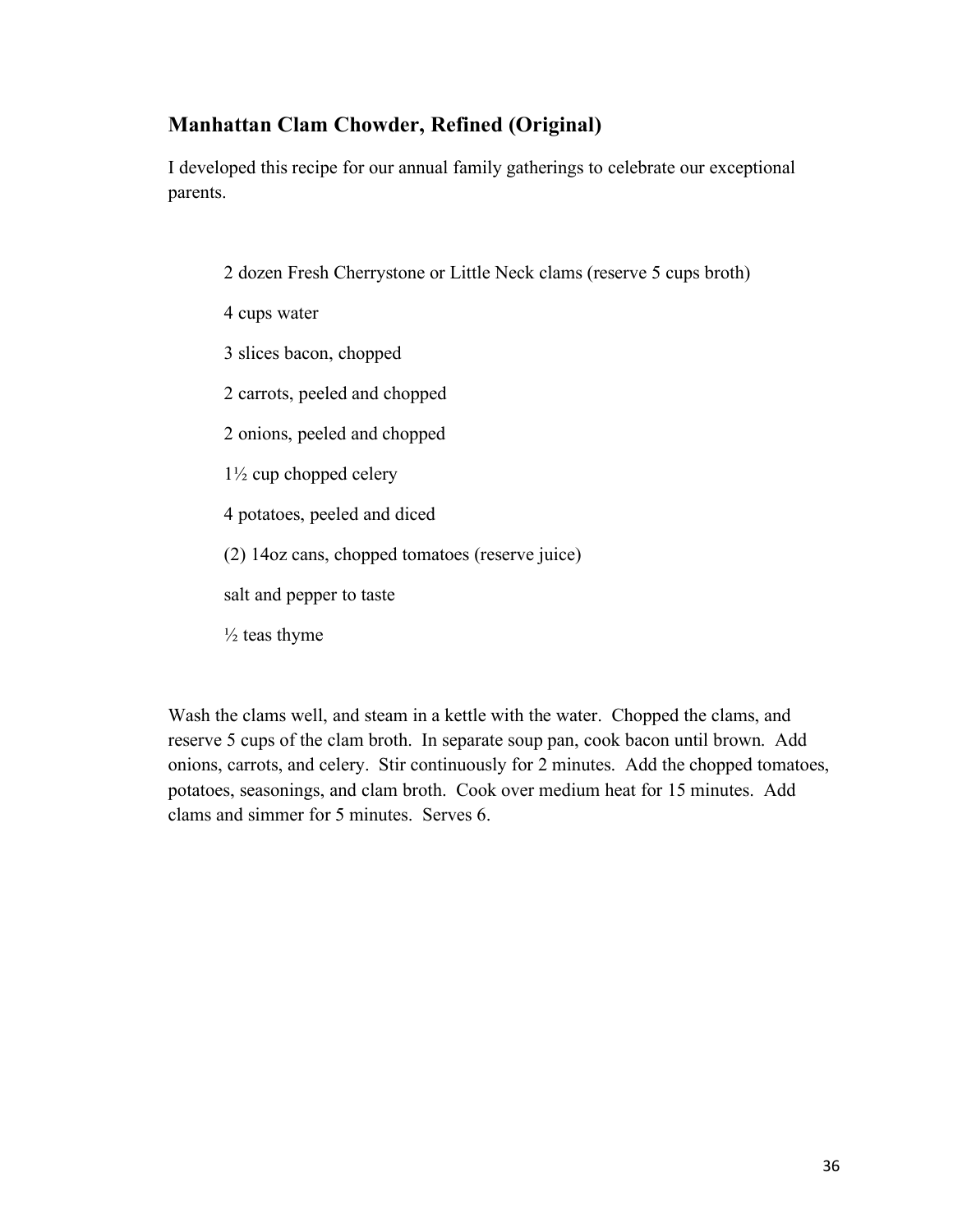## Manhattan Clam Chowder, Refined (Original)

I developed this recipe for our annual family gatherings to celebrate our exceptional parents.

2 dozen Fresh Cherrystone or Little Neck clams (reserve 5 cups broth)

4 cups water

3 slices bacon, chopped

2 carrots, peeled and chopped

2 onions, peeled and chopped

1½ cup chopped celery

4 potatoes, peeled and diced

(2) 14oz cans, chopped tomatoes (reserve juice)

salt and pepper to taste

½ teas thyme

Wash the clams well, and steam in a kettle with the water. Chopped the clams, and reserve 5 cups of the clam broth. In separate soup pan, cook bacon until brown. Add onions, carrots, and celery. Stir continuously for 2 minutes. Add the chopped tomatoes, potatoes, seasonings, and clam broth. Cook over medium heat for 15 minutes. Add clams and simmer for 5 minutes. Serves 6.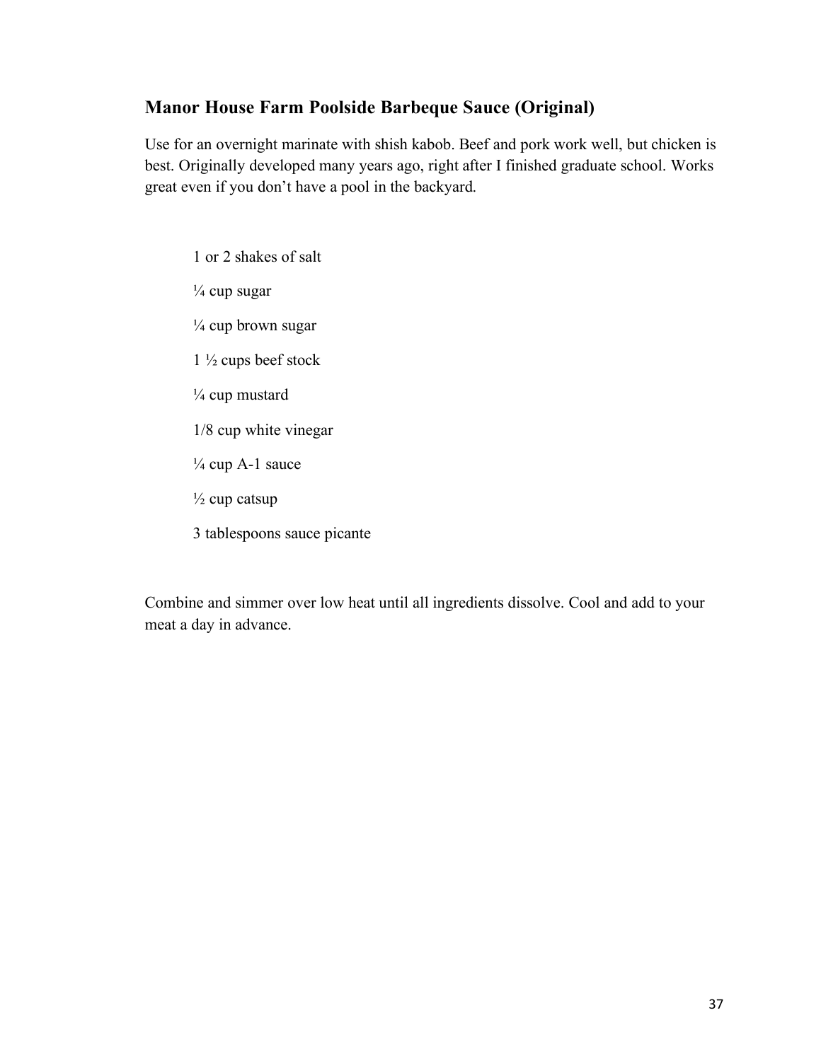## Manor House Farm Poolside Barbeque Sauce (Original)

Use for an overnight marinate with shish kabob. Beef and pork work well, but chicken is best. Originally developed many years ago, right after I finished graduate school. Works great even if you don't have a pool in the backyard.

- 1 or 2 shakes of salt
- ¼ cup sugar
- ¼ cup brown sugar
- 1 ½ cups beef stock
- ¼ cup mustard
- 1/8 cup white vinegar
- ¼ cup A-1 sauce
- ½ cup catsup
- 3 tablespoons sauce picante

Combine and simmer over low heat until all ingredients dissolve. Cool and add to your meat a day in advance.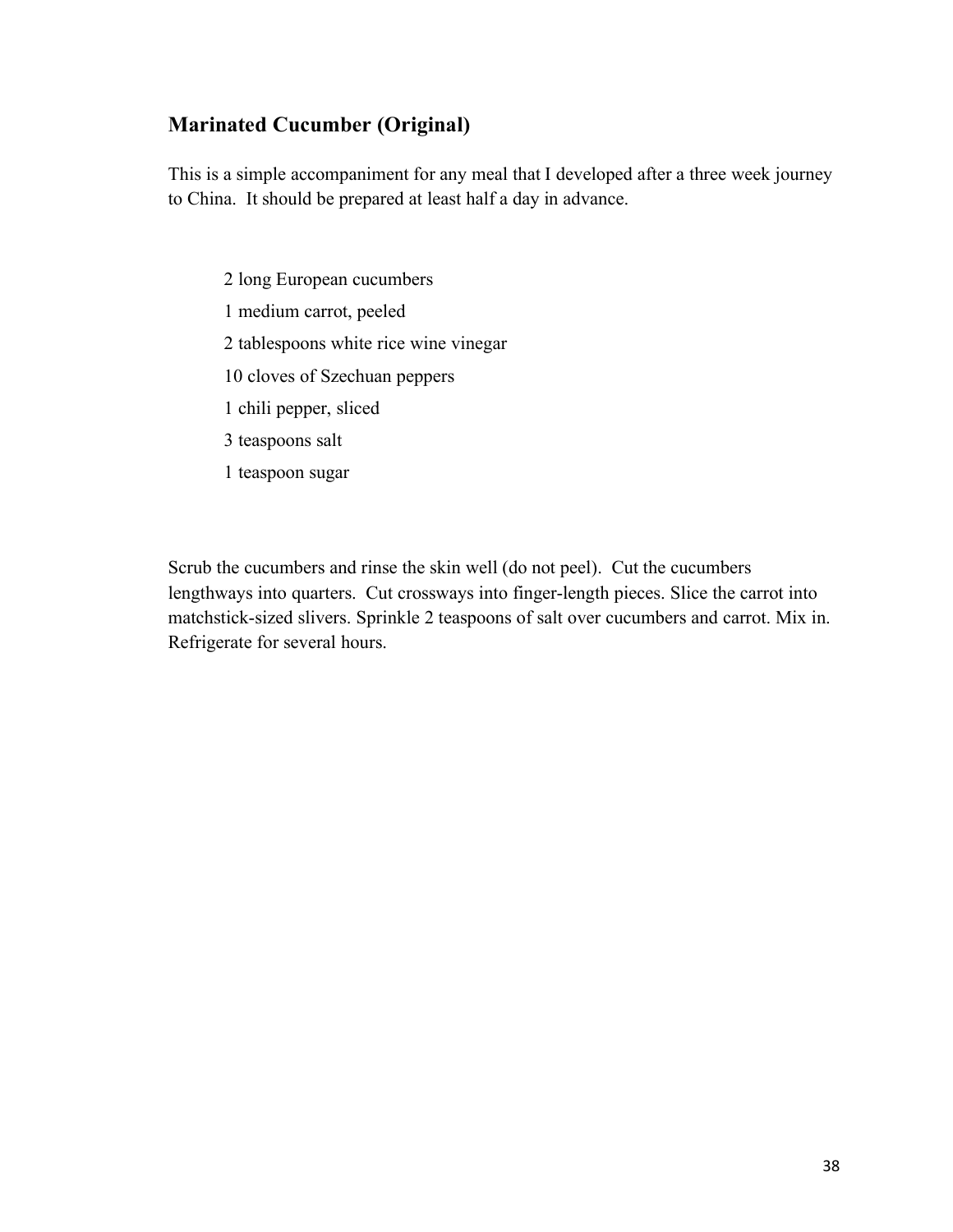## Marinated Cucumber (Original)

This is a simple accompaniment for any meal that I developed after a three week journey to China. It should be prepared at least half a day in advance.

2 long European cucumbers
1 medium carrot, peeled
2 tablespoons white rice wine vinegar
10 cloves of Szechuan peppers
1 chili pepper, sliced
3 teaspoons salt
1 teaspoon sugar

Scrub the cucumbers and rinse the skin well (do not peel). Cut the cucumbers lengthways into quarters. Cut crossways into finger-length pieces. Slice the carrot into matchstick-sized slivers. Sprinkle 2 teaspoons of salt over cucumbers and carrot. Mix in. Refrigerate for several hours.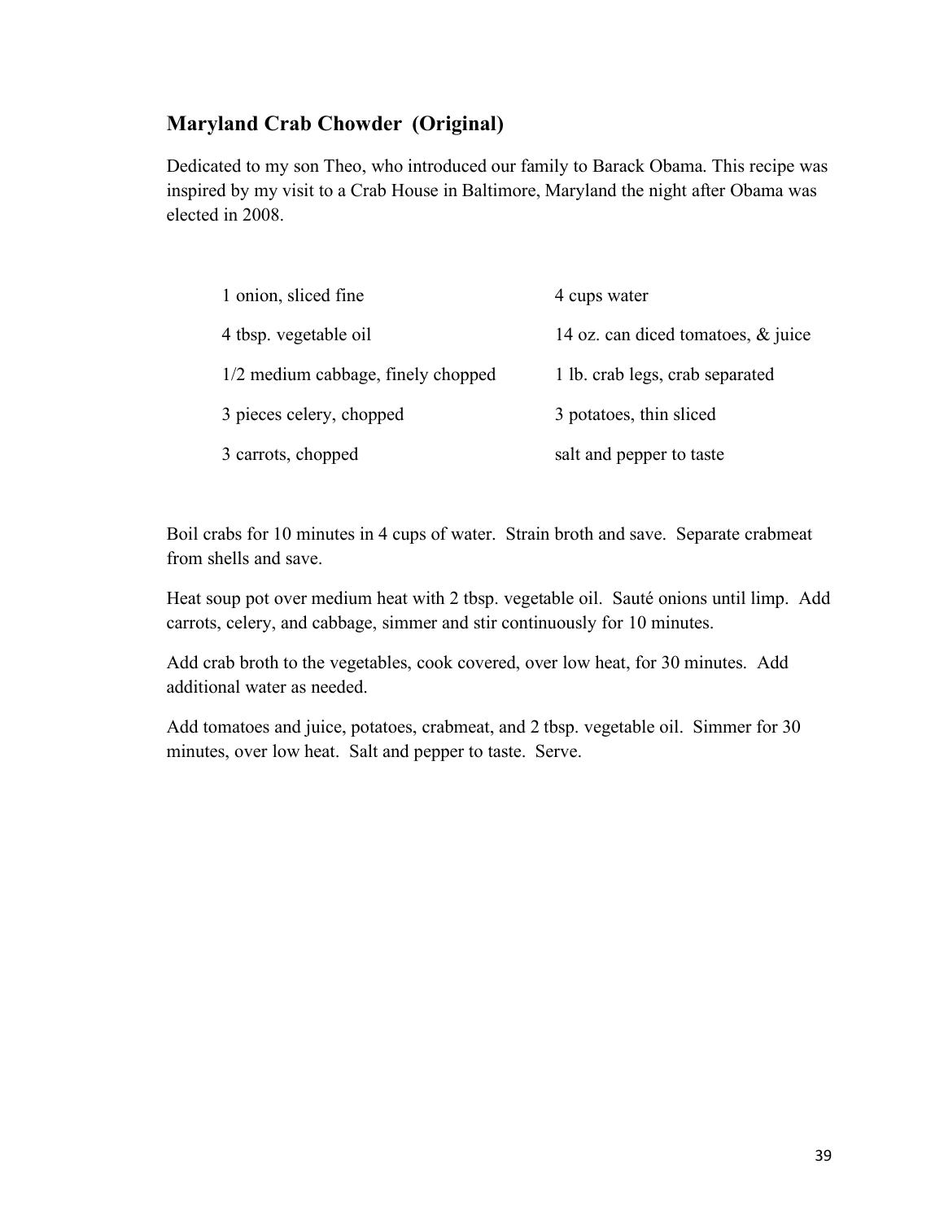## Maryland Crab Chowder (Original)

Dedicated to my son Theo, who introduced our family to Barack Obama. This recipe was inspired by my visit to a Crab House in Baltimore, Maryland the night after Obama was elected in 2008.

- 1 onion, sliced fine
- 4 tbsp. vegetable oil
- 1/2 medium cabbage, finely chopped
- 3 pieces celery, chopped
- 3 carrots, chopped
- 4 cups water
- 14 oz. can diced tomatoes, & juice
- 1 lb. crab legs, crab separated
- 3 potatoes, thin sliced
- salt and pepper to taste

Boil crabs for 10 minutes in 4 cups of water. Strain broth and save. Separate crabmeat from shells and save.

Heat soup pot over medium heat with 2 tbsp. vegetable oil. Sauté onions until limp. Add carrots, celery, and cabbage, simmer and stir continuously for 10 minutes.

Add crab broth to the vegetables, cook covered, over low heat, for 30 minutes. Add additional water as needed.

Add tomatoes and juice, potatoes, crabmeat, and 2 tbsp. vegetable oil. Simmer for 30 minutes, over low heat. Salt and pepper to taste. Serve.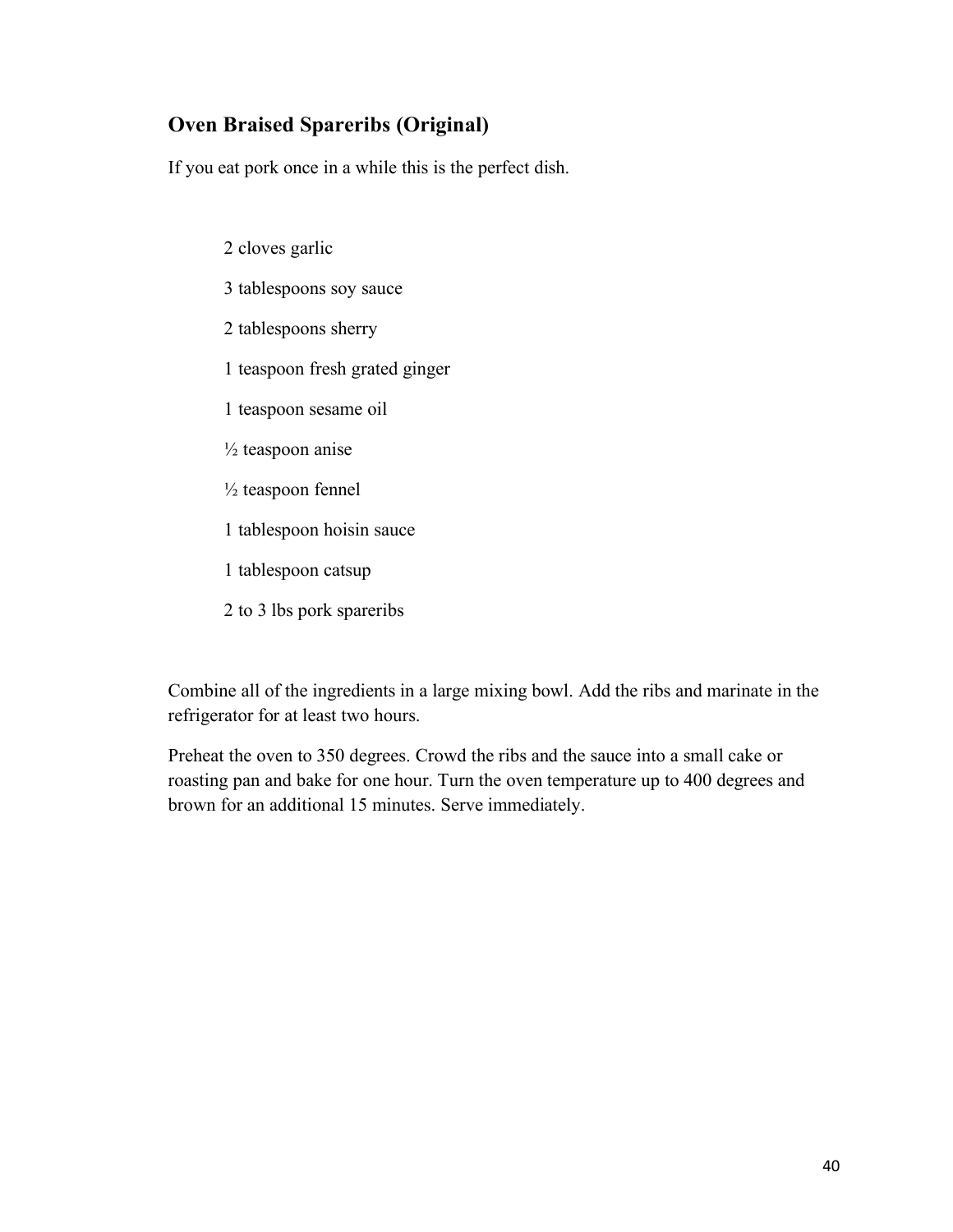## Oven Braised Spareribs (Original)

If you eat pork once in a while this is the perfect dish.

- 2 cloves garlic
- 3 tablespoons soy sauce
- 2 tablespoons sherry
- 1 teaspoon fresh grated ginger
- 1 teaspoon sesame oil
- ½ teaspoon anise
- ½ teaspoon fennel
- 1 tablespoon hoisin sauce
- 1 tablespoon catsup
- 2 to 3 lbs pork spareribs

Combine all of the ingredients in a large mixing bowl. Add the ribs and marinate in the refrigerator for at least two hours.

Preheat the oven to 350 degrees. Crowd the ribs and the sauce into a small cake or roasting pan and bake for one hour. Turn the oven temperature up to 400 degrees and brown for an additional 15 minutes. Serve immediately.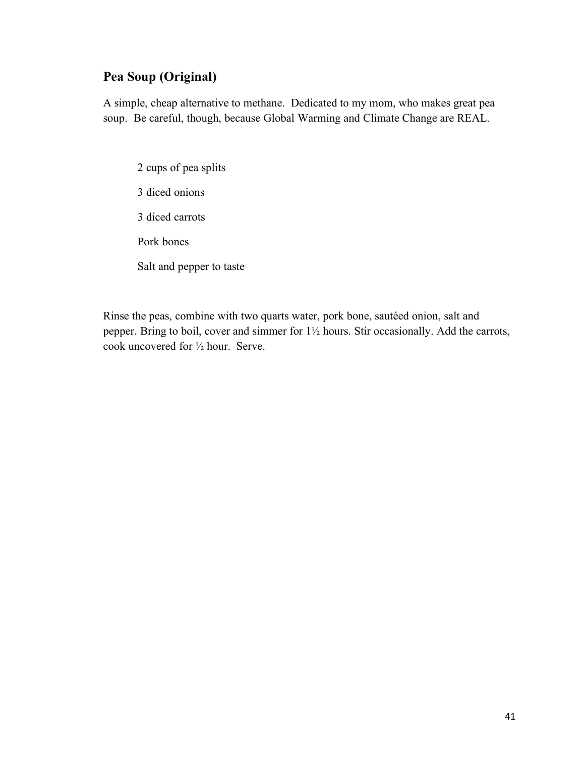## Pea Soup (Original)

A simple, cheap alternative to methane. Dedicated to my mom, who makes great pea soup. Be careful, though, because Global Warming and Climate Change are REAL.

2 cups of pea splits

3 diced onions

3 diced carrots

Pork bones

Salt and pepper to taste

Rinse the peas, combine with two quarts water, pork bone, sautéed onion, salt and pepper. Bring to boil, cover and simmer for 1½ hours. Stir occasionally. Add the carrots, cook uncovered for ½ hour. Serve.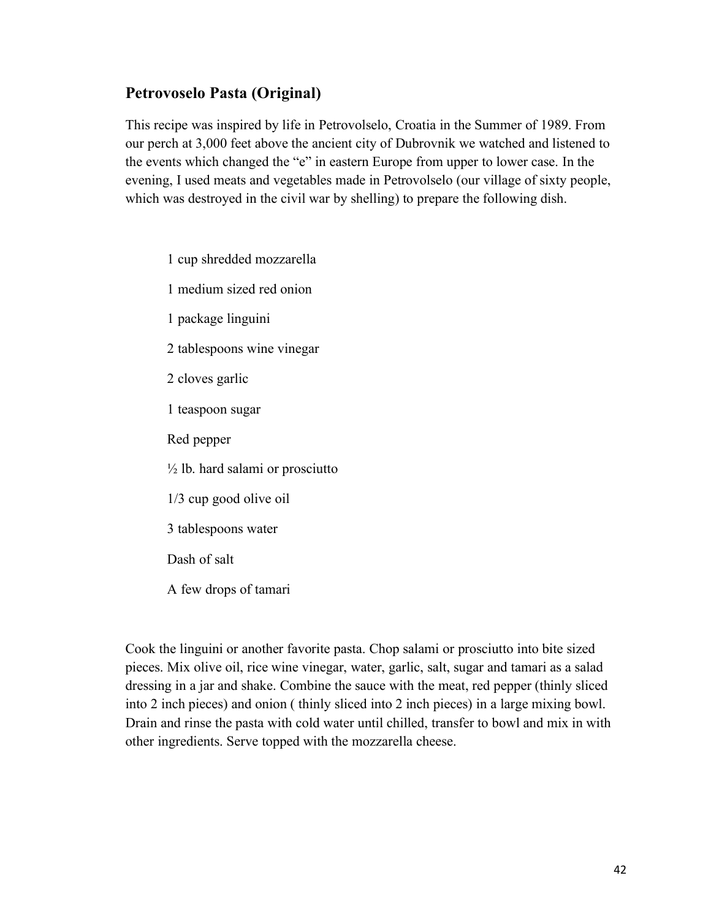## Petrovoselo Pasta (Original)

This recipe was inspired by life in Petrovolselo, Croatia in the Summer of 1989. From our perch at 3,000 feet above the ancient city of Dubrovnik we watched and listened to the events which changed the "e" in eastern Europe from upper to lower case. In the evening, I used meats and vegetables made in Petrovolselo (our village of sixty people, which was destroyed in the civil war by shelling) to prepare the following dish.

1 cup shredded mozzarella

1 medium sized red onion

1 package linguini

2 tablespoons wine vinegar

2 cloves garlic

1 teaspoon sugar

Red pepper

½ lb. hard salami or prosciutto

1/3 cup good olive oil

3 tablespoons water

Dash of salt

A few drops of tamari

Cook the linguini or another favorite pasta. Chop salami or prosciutto into bite sized pieces. Mix olive oil, rice wine vinegar, water, garlic, salt, sugar and tamari as a salad dressing in a jar and shake. Combine the sauce with the meat, red pepper (thinly sliced into 2 inch pieces) and onion ( thinly sliced into 2 inch pieces) in a large mixing bowl. Drain and rinse the pasta with cold water until chilled, transfer to bowl and mix in with other ingredients. Serve topped with the mozzarella cheese.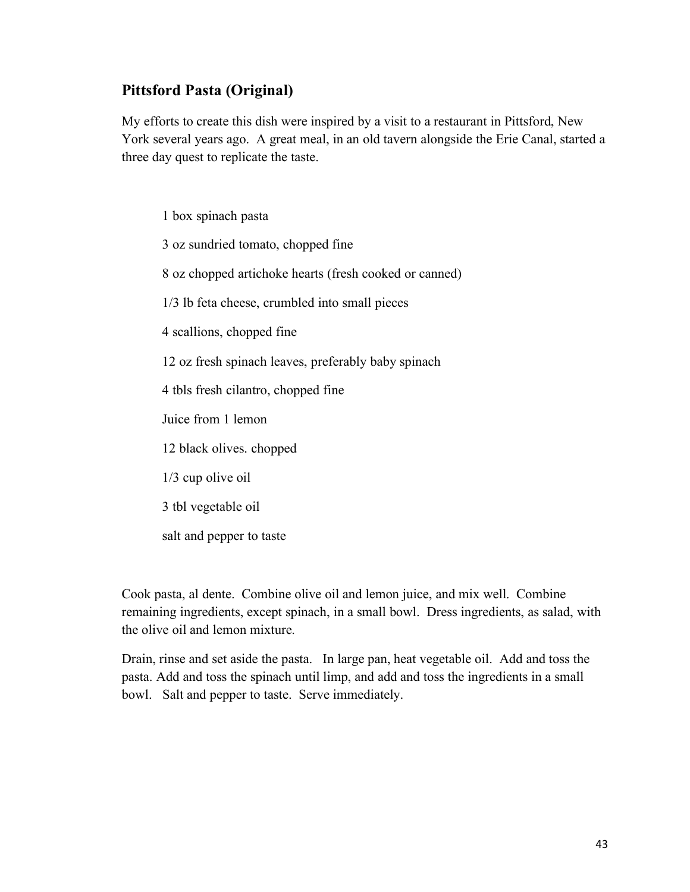## Pittsford Pasta (Original)

My efforts to create this dish were inspired by a visit to a restaurant in Pittsford, New York several years ago. A great meal, in an old tavern alongside the Erie Canal, started a three day quest to replicate the taste.

- 1 box spinach pasta
- 3 oz sundried tomato, chopped fine
- 8 oz chopped artichoke hearts (fresh cooked or canned)
- 1/3 lb feta cheese, crumbled into small pieces
- 4 scallions, chopped fine
- 12 oz fresh spinach leaves, preferably baby spinach
- 4 tbls fresh cilantro, chopped fine
- Juice from 1 lemon
- 12 black olives. chopped
- 1/3 cup olive oil
- 3 tbl vegetable oil
- salt and pepper to taste

Cook pasta, al dente. Combine olive oil and lemon juice, and mix well. Combine remaining ingredients, except spinach, in a small bowl. Dress ingredients, as salad, with the olive oil and lemon mixture.

Drain, rinse and set aside the pasta. In large pan, heat vegetable oil. Add and toss the pasta. Add and toss the spinach until limp, and add and toss the ingredients in a small bowl. Salt and pepper to taste. Serve immediately.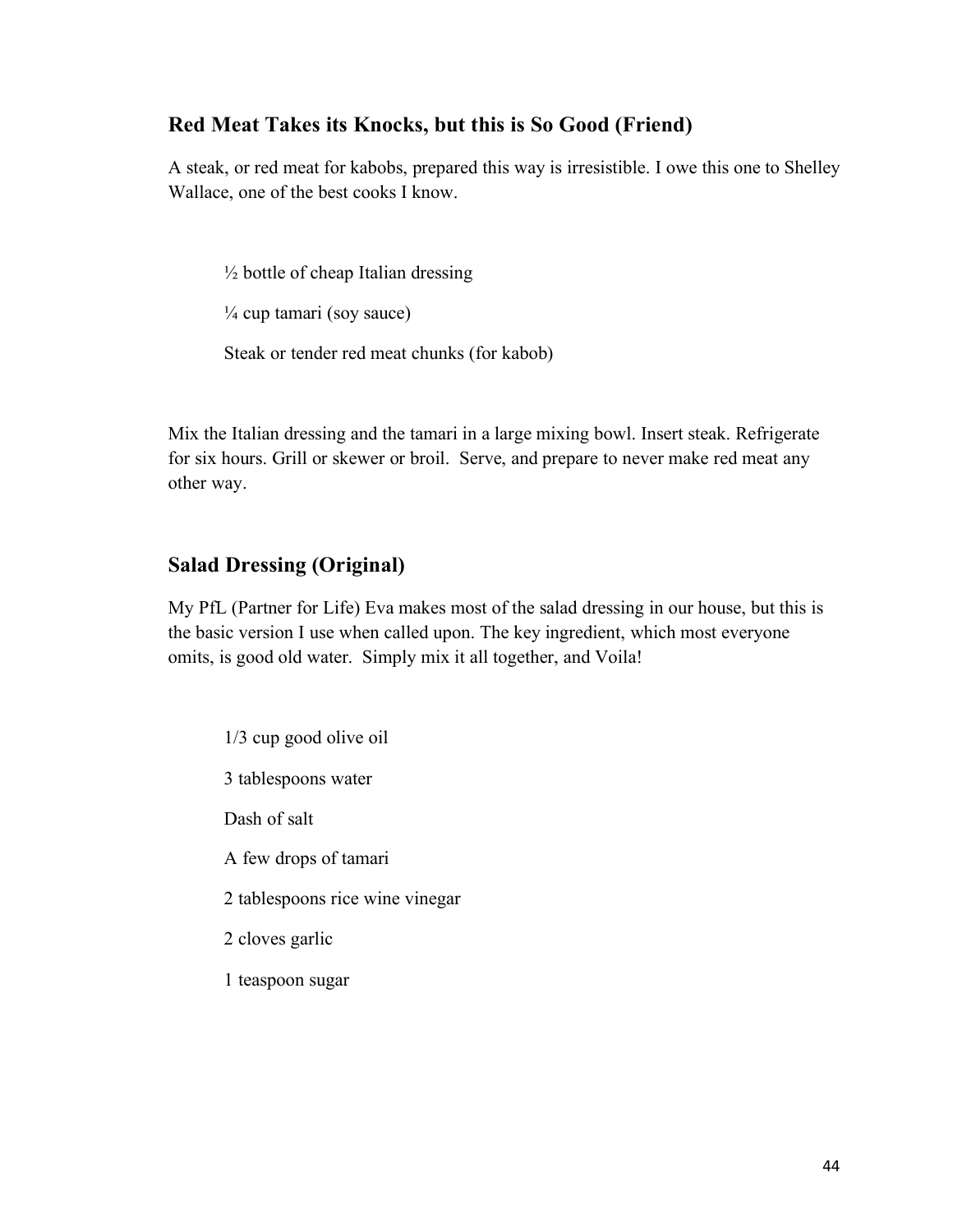## Red Meat Takes its Knocks, but this is So Good (Friend)

A steak, or red meat for kabobs, prepared this way is irresistible. I owe this one to Shelley Wallace, one of the best cooks I know.

½ bottle of cheap Italian dressing

¼ cup tamari (soy sauce)

Steak or tender red meat chunks (for kabob)

Mix the Italian dressing and the tamari in a large mixing bowl. Insert steak. Refrigerate for six hours. Grill or skewer or broil. Serve, and prepare to never make red meat any other way.

## Salad Dressing (Original)

My PfL (Partner for Life) Eva makes most of the salad dressing in our house, but this is the basic version I use when called upon. The key ingredient, which most everyone omits, is good old water. Simply mix it all together, and Voila!

1/3 cup good olive oil

3 tablespoons water

Dash of salt

A few drops of tamari

2 tablespoons rice wine vinegar

2 cloves garlic

1 teaspoon sugar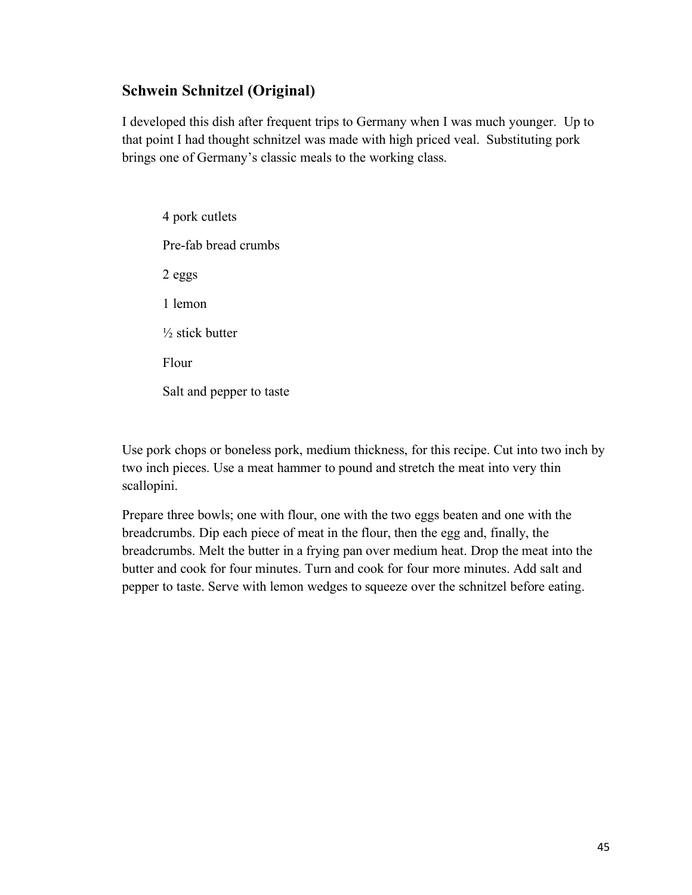## Schwein Schnitzel (Original)

I developed this dish after frequent trips to Germany when I was much younger. Up to that point I had thought schnitzel was made with high priced veal. Substituting pork brings one of Germany's classic meals to the working class.

- 4 pork cutlets
- Pre-fab bread crumbs
- 2 eggs
- 1 lemon
- ½ stick butter
- Flour
- Salt and pepper to taste

Use pork chops or boneless pork, medium thickness, for this recipe. Cut into two inch by two inch pieces. Use a meat hammer to pound and stretch the meat into very thin scallopini.

Prepare three bowls; one with flour, one with the two eggs beaten and one with the breadcrumbs. Dip each piece of meat in the flour, then the egg and, finally, the breadcrumbs. Melt the butter in a frying pan over medium heat. Drop the meat into the butter and cook for four minutes. Turn and cook for four more minutes. Add salt and pepper to taste. Serve with lemon wedges to squeeze over the schnitzel before eating.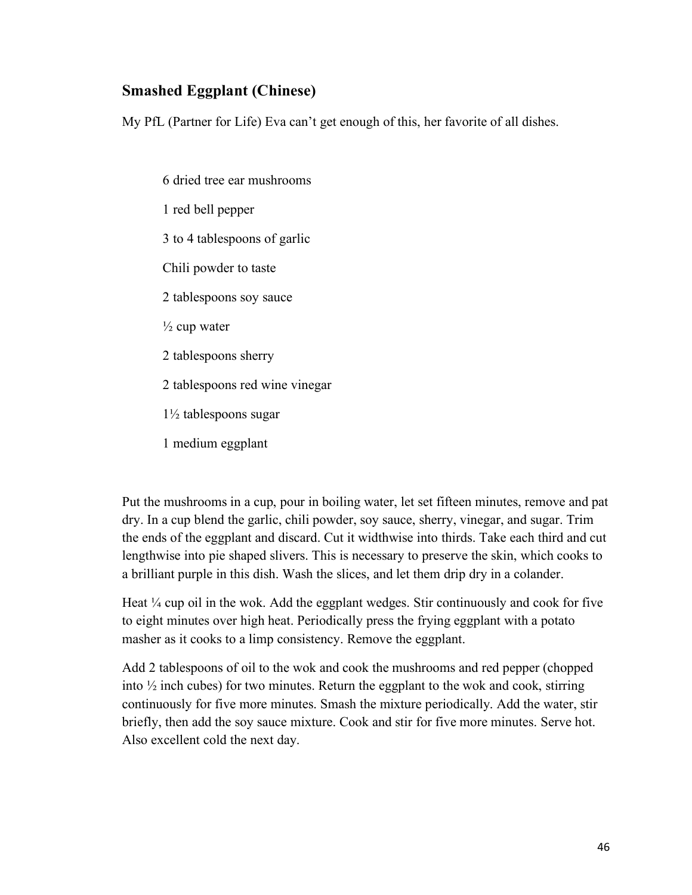## Smashed Eggplant (Chinese)

My PfL (Partner for Life) Eva can't get enough of this, her favorite of all dishes.

- 6 dried tree ear mushrooms
- 1 red bell pepper
- 3 to 4 tablespoons of garlic
- Chili powder to taste
- 2 tablespoons soy sauce
- ½ cup water
- 2 tablespoons sherry
- 2 tablespoons red wine vinegar
- 1½ tablespoons sugar
- 1 medium eggplant

Put the mushrooms in a cup, pour in boiling water, let set fifteen minutes, remove and pat dry. In a cup blend the garlic, chili powder, soy sauce, sherry, vinegar, and sugar. Trim the ends of the eggplant and discard. Cut it widthwise into thirds. Take each third and cut lengthwise into pie shaped slivers. This is necessary to preserve the skin, which cooks to a brilliant purple in this dish. Wash the slices, and let them drip dry in a colander.

Heat ¼ cup oil in the wok. Add the eggplant wedges. Stir continuously and cook for five to eight minutes over high heat. Periodically press the frying eggplant with a potato masher as it cooks to a limp consistency. Remove the eggplant.

Add 2 tablespoons of oil to the wok and cook the mushrooms and red pepper (chopped into ½ inch cubes) for two minutes. Return the eggplant to the wok and cook, stirring continuously for five more minutes. Smash the mixture periodically. Add the water, stir briefly, then add the soy sauce mixture. Cook and stir for five more minutes. Serve hot. Also excellent cold the next day.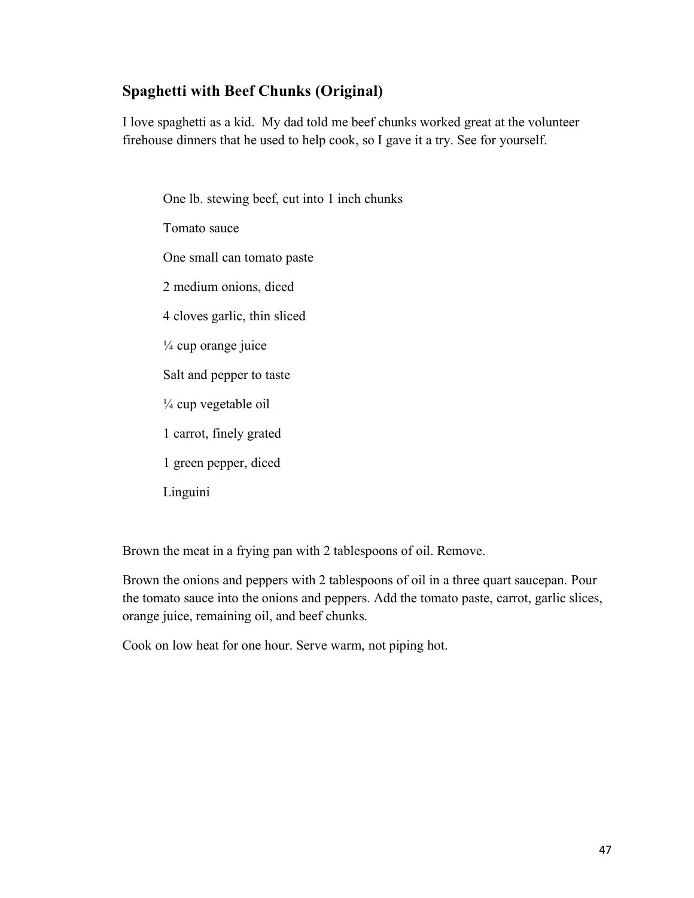## Spaghetti with Beef Chunks (Original)

I love spaghetti as a kid.  My dad told me beef chunks worked great at the volunteer firehouse dinners that he used to help cook, so I gave it a try. See for yourself.

One lb. stewing beef, cut into 1 inch chunks

Tomato sauce

One small can tomato paste

2 medium onions, diced

4 cloves garlic, thin sliced

¼ cup orange juice

Salt and pepper to taste

¼ cup vegetable oil

1 carrot, finely grated

1 green pepper, diced

Linguini

Brown the meat in a frying pan with 2 tablespoons of oil. Remove.

Brown the onions and peppers with 2 tablespoons of oil in a three quart saucepan. Pour the tomato sauce into the onions and peppers. Add the tomato paste, carrot, garlic slices, orange juice, remaining oil, and beef chunks.

Cook on low heat for one hour. Serve warm, not piping hot.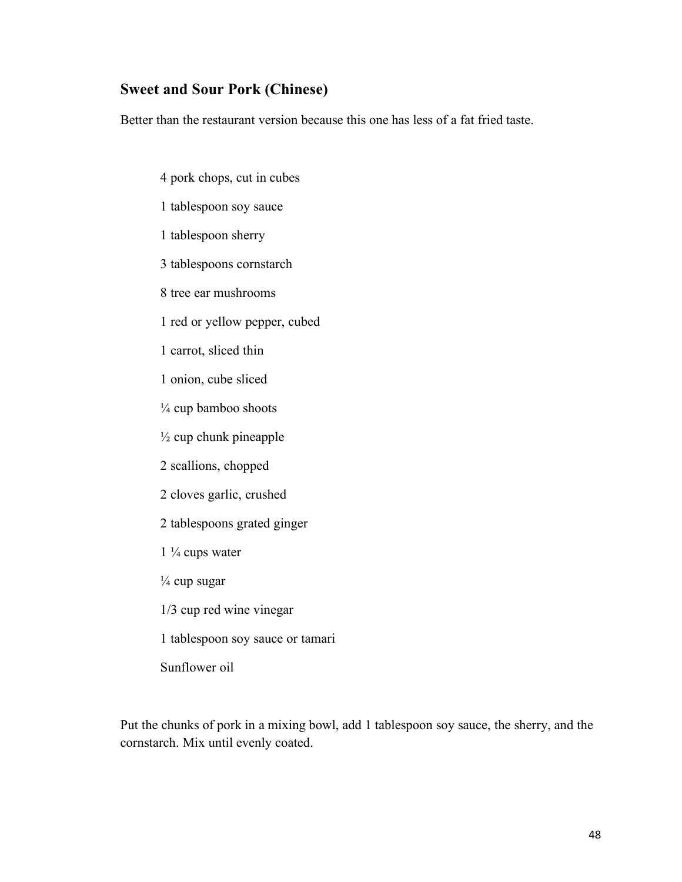## Sweet and Sour Pork (Chinese)

Better than the restaurant version because this one has less of a fat fried taste.

4 pork chops, cut in cubes

1 tablespoon soy sauce

1 tablespoon sherry

3 tablespoons cornstarch

8 tree ear mushrooms

1 red or yellow pepper, cubed

1 carrot, sliced thin

1 onion, cube sliced

¼ cup bamboo shoots

½ cup chunk pineapple

2 scallions, chopped

2 cloves garlic, crushed

2 tablespoons grated ginger

1 ¼ cups water

¼ cup sugar

1/3 cup red wine vinegar

1 tablespoon soy sauce or tamari

Sunflower oil

Put the chunks of pork in a mixing bowl, add 1 tablespoon soy sauce, the sherry, and the cornstarch. Mix until evenly coated.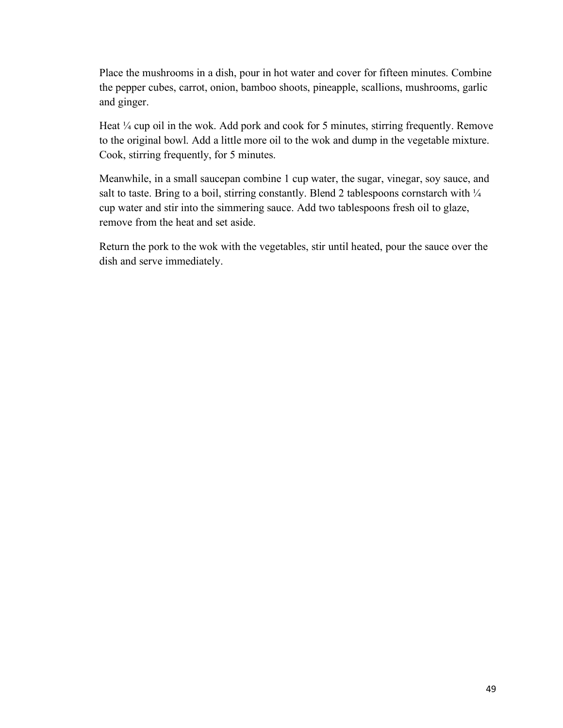Place the mushrooms in a dish, pour in hot water and cover for fifteen minutes. Combine the pepper cubes, carrot, onion, bamboo shoots, pineapple, scallions, mushrooms, garlic and ginger.

Heat ¼ cup oil in the wok. Add pork and cook for 5 minutes, stirring frequently. Remove to the original bowl. Add a little more oil to the wok and dump in the vegetable mixture. Cook, stirring frequently, for 5 minutes.

Meanwhile, in a small saucepan combine 1 cup water, the sugar, vinegar, soy sauce, and salt to taste. Bring to a boil, stirring constantly. Blend 2 tablespoons cornstarch with ¼ cup water and stir into the simmering sauce. Add two tablespoons fresh oil to glaze, remove from the heat and set aside.

Return the pork to the wok with the vegetables, stir until heated, pour the sauce over the dish and serve immediately.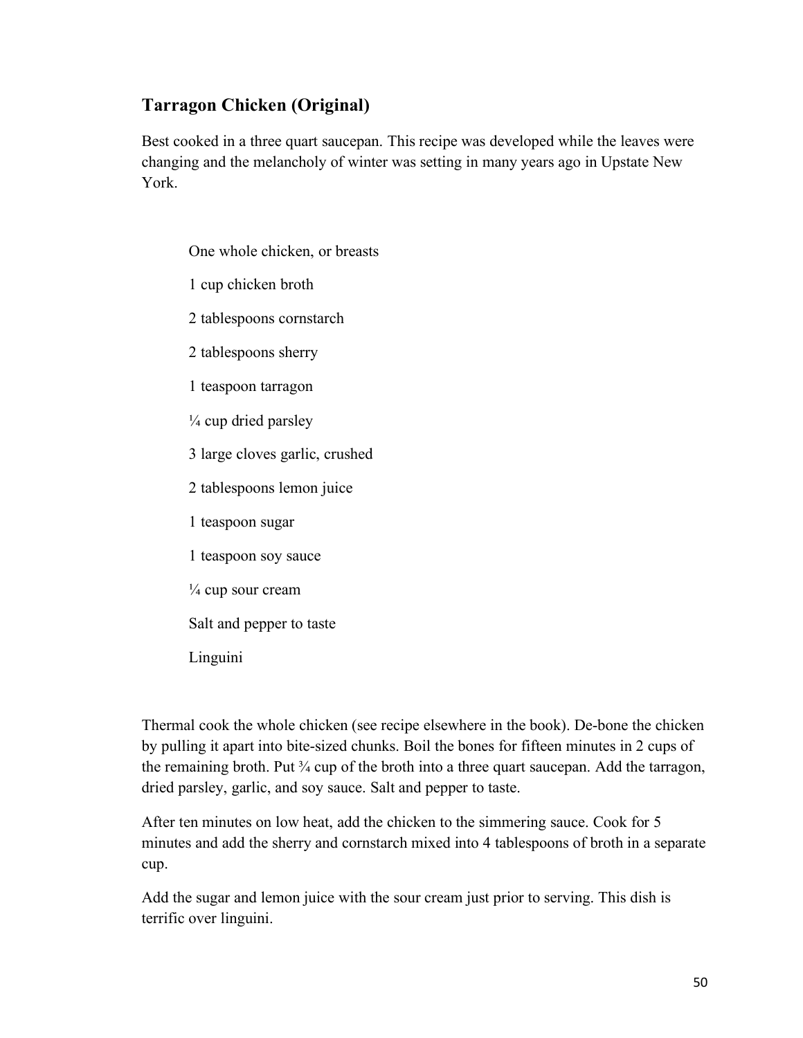## Tarragon Chicken (Original)

Best cooked in a three quart saucepan. This recipe was developed while the leaves were changing and the melancholy of winter was setting in many years ago in Upstate New York.

- One whole chicken, or breasts
- 1 cup chicken broth
- 2 tablespoons cornstarch
- 2 tablespoons sherry
- 1 teaspoon tarragon
- ¼ cup dried parsley
- 3 large cloves garlic, crushed
- 2 tablespoons lemon juice
- 1 teaspoon sugar
- 1 teaspoon soy sauce
- ¼ cup sour cream
- Salt and pepper to taste
- Linguini

Thermal cook the whole chicken (see recipe elsewhere in the book). De-bone the chicken by pulling it apart into bite-sized chunks. Boil the bones for fifteen minutes in 2 cups of the remaining broth. Put ¾ cup of the broth into a three quart saucepan. Add the tarragon, dried parsley, garlic, and soy sauce. Salt and pepper to taste.

After ten minutes on low heat, add the chicken to the simmering sauce. Cook for 5 minutes and add the sherry and cornstarch mixed into 4 tablespoons of broth in a separate cup.

Add the sugar and lemon juice with the sour cream just prior to serving. This dish is terrific over linguini.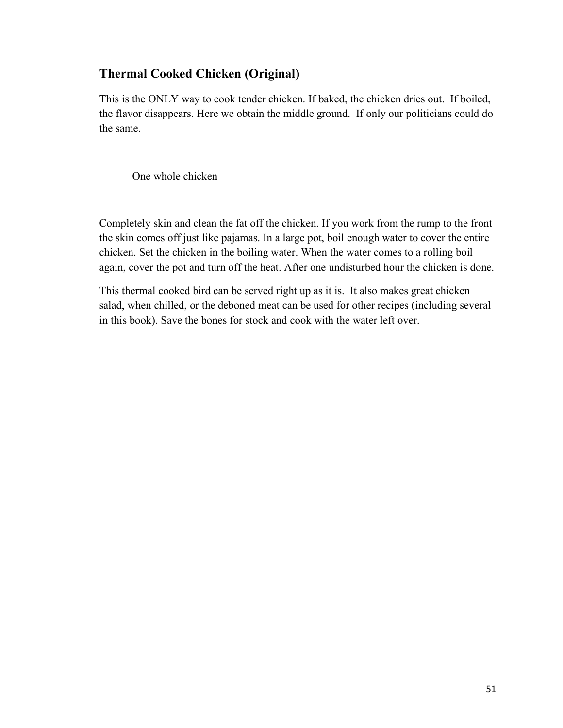## Thermal Cooked Chicken (Original)

This is the ONLY way to cook tender chicken. If baked, the chicken dries out. If boiled, the flavor disappears. Here we obtain the middle ground. If only our politicians could do the same.

One whole chicken

Completely skin and clean the fat off the chicken. If you work from the rump to the front the skin comes off just like pajamas. In a large pot, boil enough water to cover the entire chicken. Set the chicken in the boiling water. When the water comes to a rolling boil again, cover the pot and turn off the heat. After one undisturbed hour the chicken is done.

This thermal cooked bird can be served right up as it is. It also makes great chicken salad, when chilled, or the deboned meat can be used for other recipes (including several in this book). Save the bones for stock and cook with the water left over.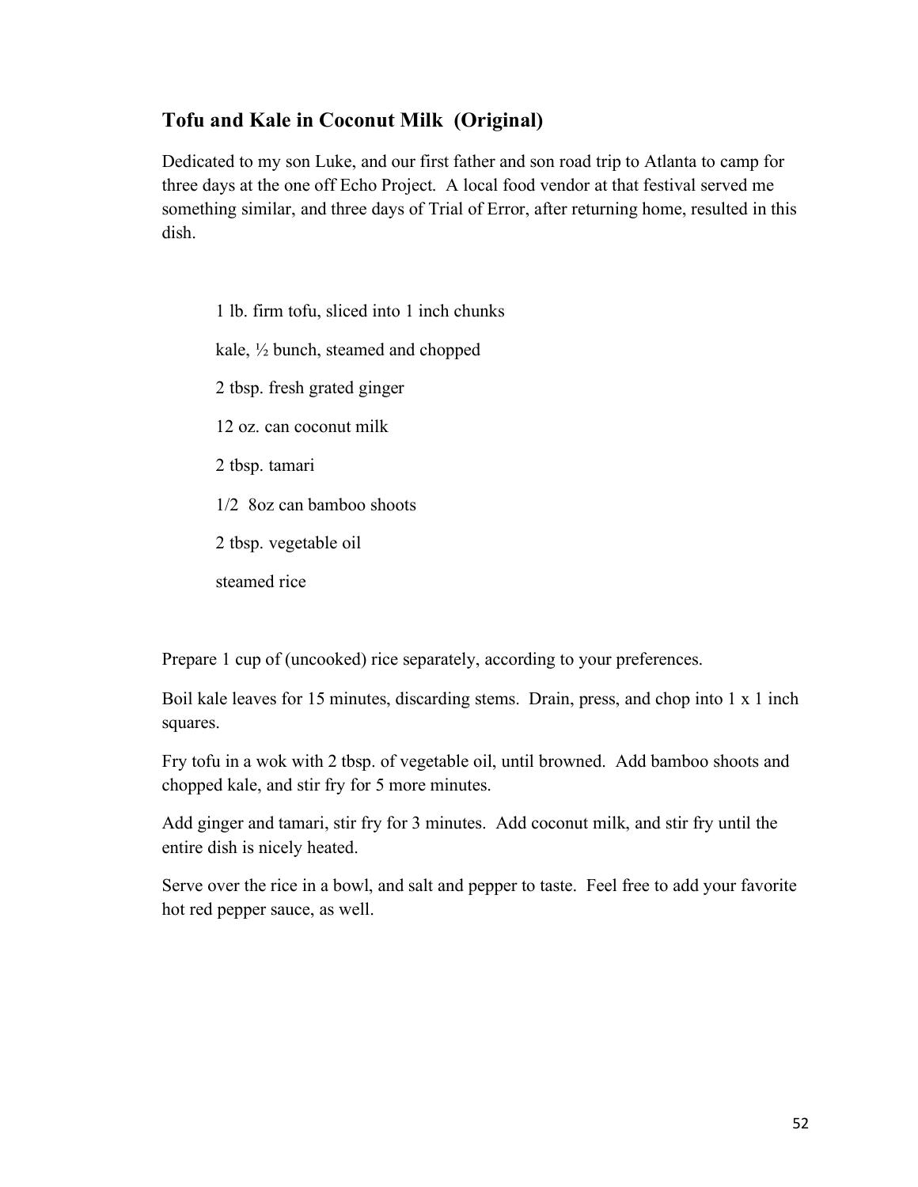## Tofu and Kale in Coconut Milk (Original)

Dedicated to my son Luke, and our first father and son road trip to Atlanta to camp for three days at the one off Echo Project. A local food vendor at that festival served me something similar, and three days of Trial of Error, after returning home, resulted in this dish.

1 lb. firm tofu, sliced into 1 inch chunks

kale, ½ bunch, steamed and chopped

2 tbsp. fresh grated ginger

12 oz. can coconut milk

2 tbsp. tamari

1/2 8oz can bamboo shoots

2 tbsp. vegetable oil

steamed rice

Prepare 1 cup of (uncooked) rice separately, according to your preferences.

Boil kale leaves for 15 minutes, discarding stems. Drain, press, and chop into 1 x 1 inch squares.

Fry tofu in a wok with 2 tbsp. of vegetable oil, until browned. Add bamboo shoots and chopped kale, and stir fry for 5 more minutes.

Add ginger and tamari, stir fry for 3 minutes. Add coconut milk, and stir fry until the entire dish is nicely heated.

Serve over the rice in a bowl, and salt and pepper to taste. Feel free to add your favorite hot red pepper sauce, as well.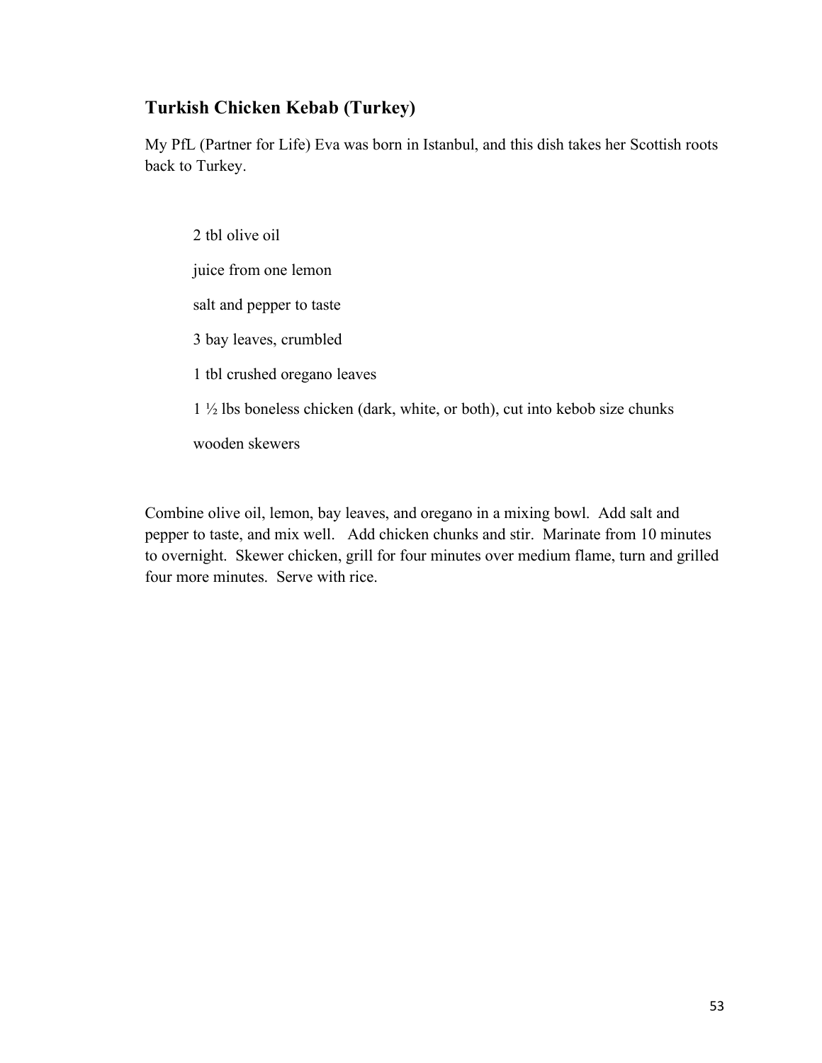## Turkish Chicken Kebab (Turkey)

My PfL (Partner for Life) Eva was born in Istanbul, and this dish takes her Scottish roots back to Turkey.

2 tbl olive oil

juice from one lemon

salt and pepper to taste

3 bay leaves, crumbled

1 tbl crushed oregano leaves

1 ½ lbs boneless chicken (dark, white, or both), cut into kebob size chunks

wooden skewers

Combine olive oil, lemon, bay leaves, and oregano in a mixing bowl. Add salt and pepper to taste, and mix well. Add chicken chunks and stir. Marinate from 10 minutes to overnight. Skewer chicken, grill for four minutes over medium flame, turn and grilled four more minutes. Serve with rice.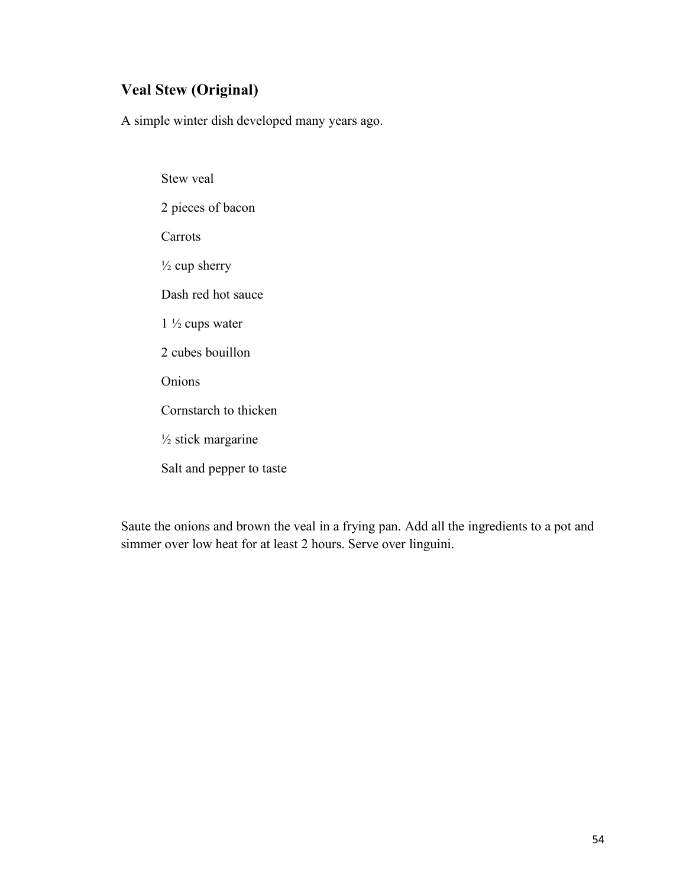## Veal Stew (Original)

A simple winter dish developed many years ago.

- Stew veal
- 2 pieces of bacon
- Carrots
- ½ cup sherry
- Dash red hot sauce
- 1 ½ cups water
- 2 cubes bouillon
- Onions
- Cornstarch to thicken
- ½ stick margarine
- Salt and pepper to taste

Saute the onions and brown the veal in a frying pan. Add all the ingredients to a pot and simmer over low heat for at least 2 hours. Serve over linguini.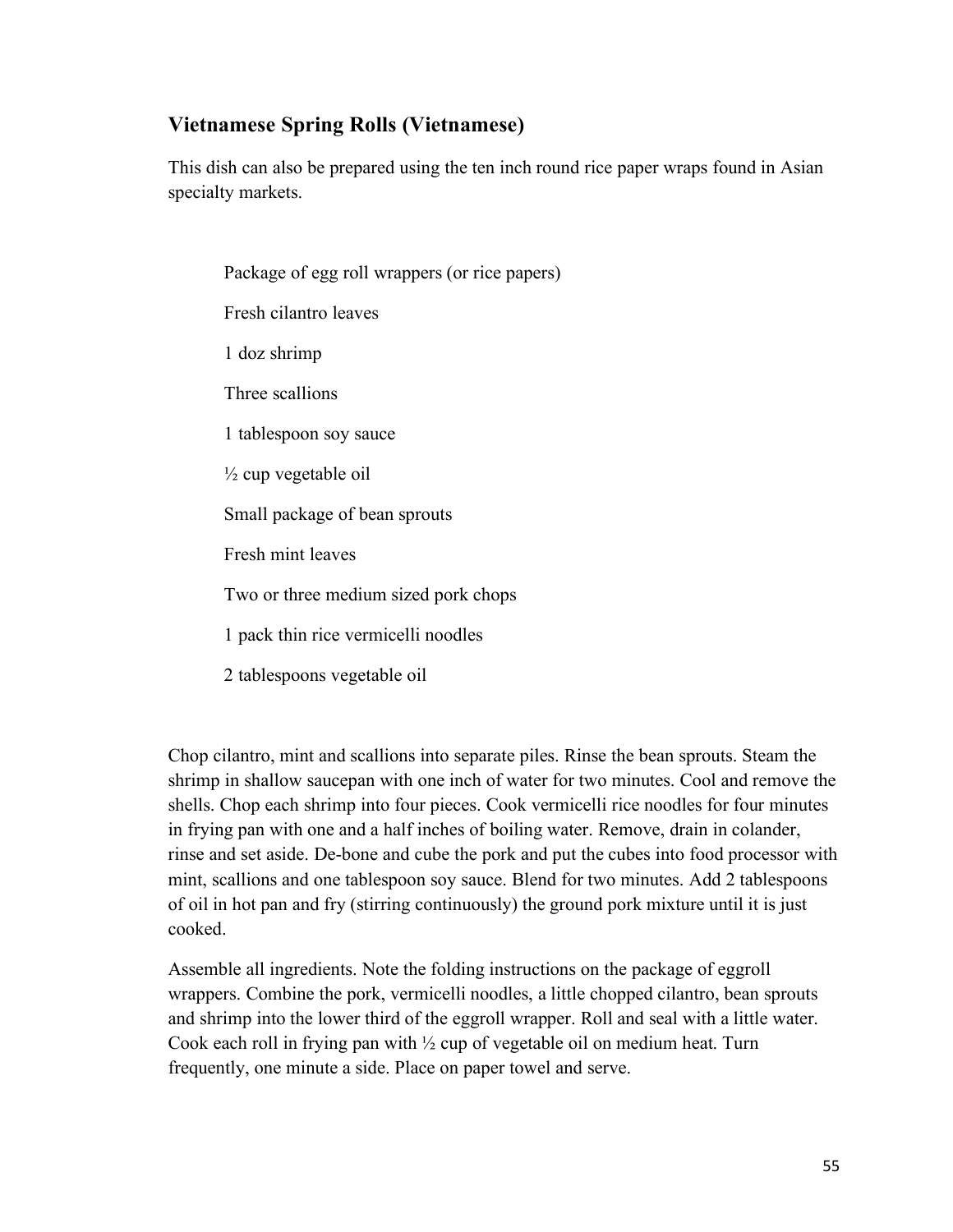## Vietnamese Spring Rolls (Vietnamese)

This dish can also be prepared using the ten inch round rice paper wraps found in Asian specialty markets.

Package of egg roll wrappers (or rice papers)

Fresh cilantro leaves

1 doz shrimp

Three scallions

1 tablespoon soy sauce

½ cup vegetable oil

Small package of bean sprouts

Fresh mint leaves

Two or three medium sized pork chops

1 pack thin rice vermicelli noodles

2 tablespoons vegetable oil

Chop cilantro, mint and scallions into separate piles. Rinse the bean sprouts. Steam the shrimp in shallow saucepan with one inch of water for two minutes. Cool and remove the shells. Chop each shrimp into four pieces. Cook vermicelli rice noodles for four minutes in frying pan with one and a half inches of boiling water. Remove, drain in colander, rinse and set aside. De-bone and cube the pork and put the cubes into food processor with mint, scallions and one tablespoon soy sauce. Blend for two minutes. Add 2 tablespoons of oil in hot pan and fry (stirring continuously) the ground pork mixture until it is just cooked.

Assemble all ingredients. Note the folding instructions on the package of eggroll wrappers. Combine the pork, vermicelli noodles, a little chopped cilantro, bean sprouts and shrimp into the lower third of the eggroll wrapper. Roll and seal with a little water. Cook each roll in frying pan with ½ cup of vegetable oil on medium heat. Turn frequently, one minute a side. Place on paper towel and serve.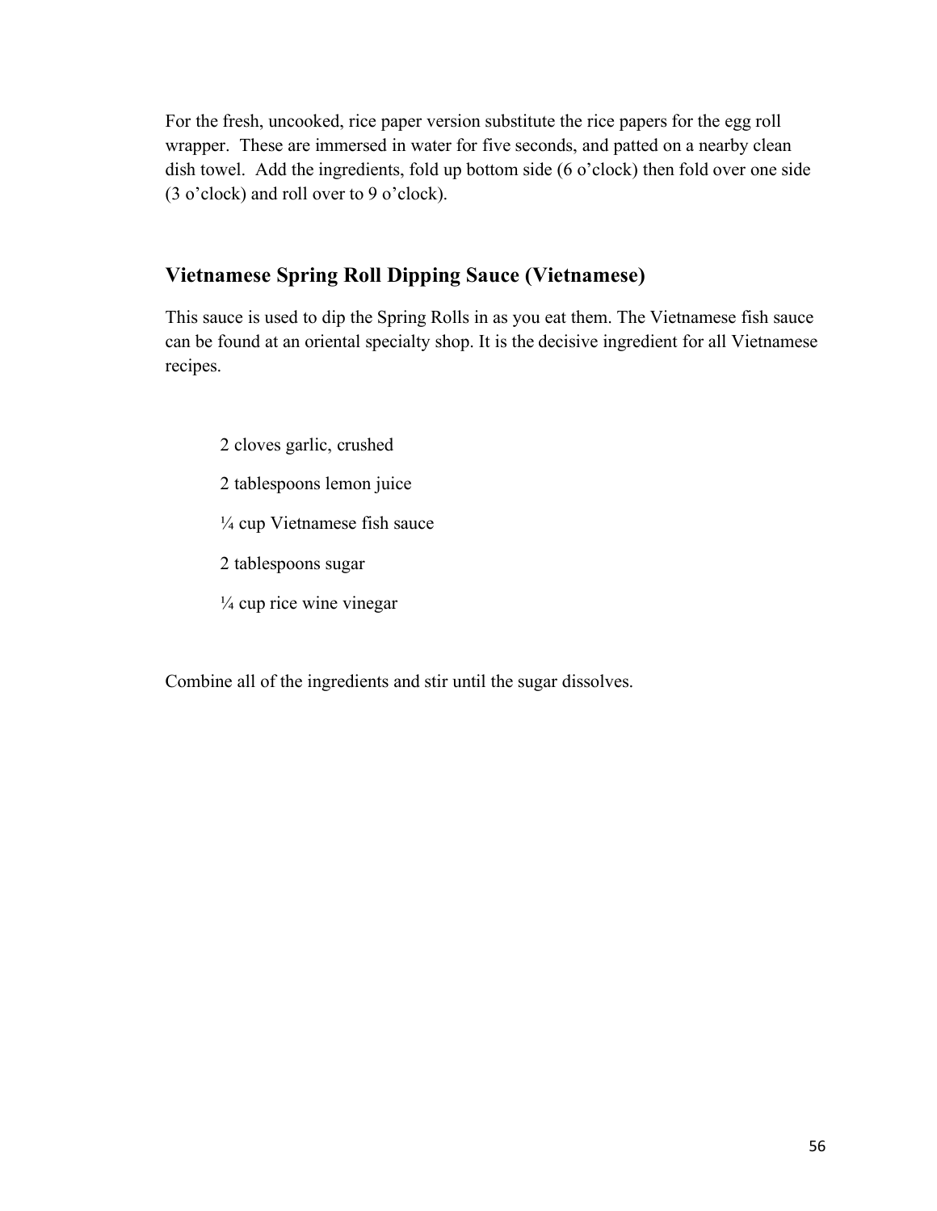For the fresh, uncooked, rice paper version substitute the rice papers for the egg roll wrapper. These are immersed in water for five seconds, and patted on a nearby clean dish towel. Add the ingredients, fold up bottom side (6 o'clock) then fold over one side (3 o'clock) and roll over to 9 o'clock).

## Vietnamese Spring Roll Dipping Sauce (Vietnamese)

This sauce is used to dip the Spring Rolls in as you eat them. The Vietnamese fish sauce can be found at an oriental specialty shop. It is the decisive ingredient for all Vietnamese recipes.

- 2 cloves garlic, crushed
- 2 tablespoons lemon juice
- ¼ cup Vietnamese fish sauce
- 2 tablespoons sugar
- ¼ cup rice wine vinegar

Combine all of the ingredients and stir until the sugar dissolves.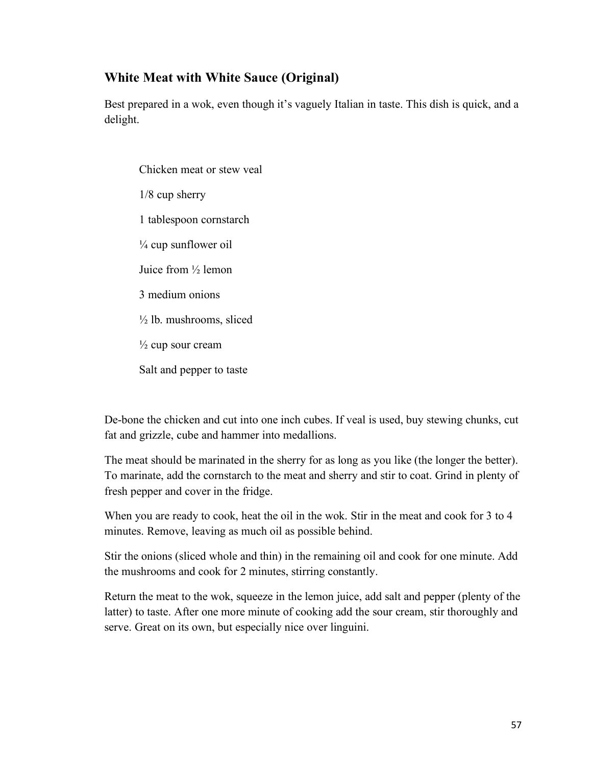## White Meat with White Sauce (Original)

Best prepared in a wok, even though it's vaguely Italian in taste. This dish is quick, and a delight.

Chicken meat or stew veal

1/8 cup sherry

1 tablespoon cornstarch

¼ cup sunflower oil

Juice from ½ lemon

3 medium onions

½ lb. mushrooms, sliced

½ cup sour cream

Salt and pepper to taste

De-bone the chicken and cut into one inch cubes. If veal is used, buy stewing chunks, cut fat and grizzle, cube and hammer into medallions.

The meat should be marinated in the sherry for as long as you like (the longer the better). To marinate, add the cornstarch to the meat and sherry and stir to coat. Grind in plenty of fresh pepper and cover in the fridge.

When you are ready to cook, heat the oil in the wok. Stir in the meat and cook for 3 to 4 minutes. Remove, leaving as much oil as possible behind.

Stir the onions (sliced whole and thin) in the remaining oil and cook for one minute. Add the mushrooms and cook for 2 minutes, stirring constantly.

Return the meat to the wok, squeeze in the lemon juice, add salt and pepper (plenty of the latter) to taste. After one more minute of cooking add the sour cream, stir thoroughly and serve. Great on its own, but especially nice over linguini.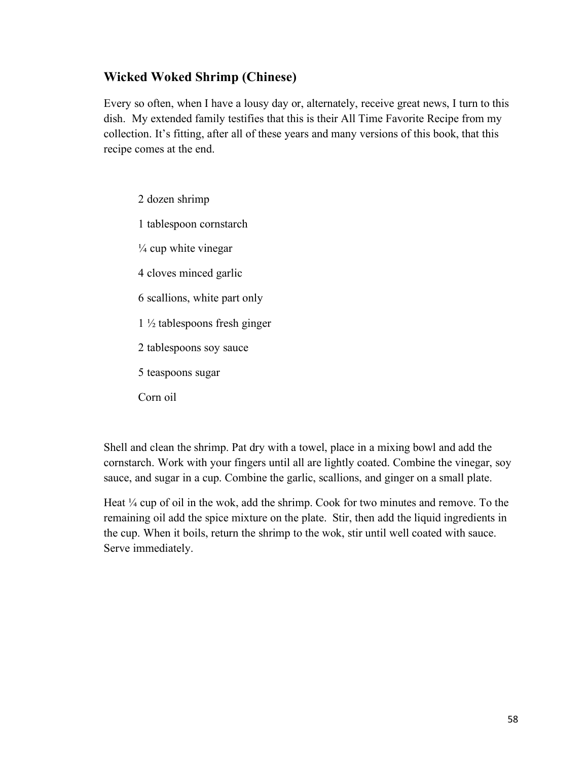## Wicked Woked Shrimp (Chinese)

Every so often, when I have a lousy day or, alternately, receive great news, I turn to this dish. My extended family testifies that this is their All Time Favorite Recipe from my collection. It's fitting, after all of these years and many versions of this book, that this recipe comes at the end.

2 dozen shrimp

1 tablespoon cornstarch

¼ cup white vinegar

4 cloves minced garlic

6 scallions, white part only

1 ½ tablespoons fresh ginger

2 tablespoons soy sauce

5 teaspoons sugar

Corn oil

Shell and clean the shrimp. Pat dry with a towel, place in a mixing bowl and add the cornstarch. Work with your fingers until all are lightly coated. Combine the vinegar, soy sauce, and sugar in a cup. Combine the garlic, scallions, and ginger on a small plate.

Heat ¼ cup of oil in the wok, add the shrimp. Cook for two minutes and remove. To the remaining oil add the spice mixture on the plate. Stir, then add the liquid ingredients in the cup. When it boils, return the shrimp to the wok, stir until well coated with sauce. Serve immediately.